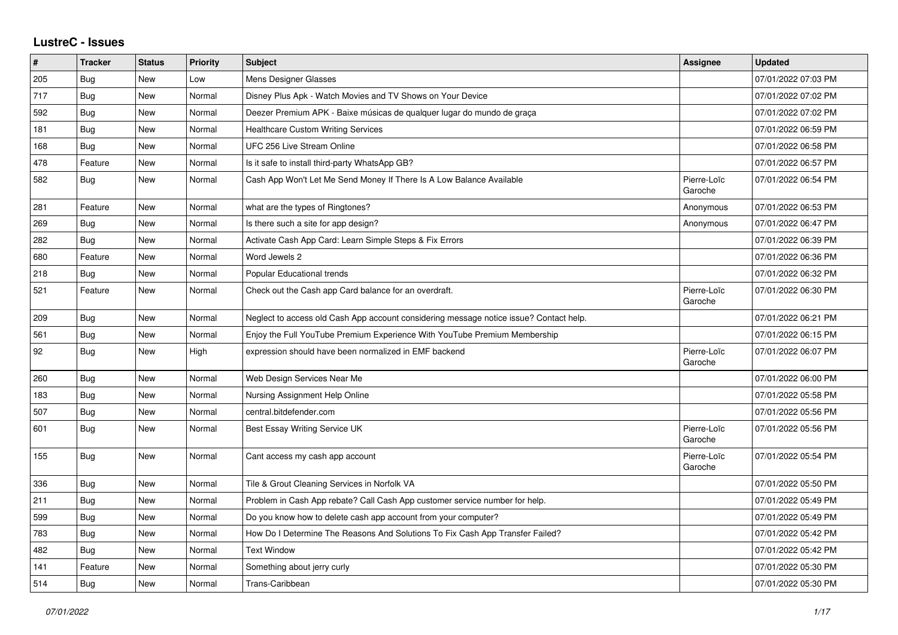## LustreC - Issues

| # | Tracker | Status | Priority | Subject | Assignee | Updated |
|---|---|---|---|---|---|---|
| 205 | Bug | New | Low | Mens Designer Glasses | | 07/01/2022 07:03 PM |
| 717 | Bug | New | Normal | Disney Plus Apk - Watch Movies and TV Shows on Your Device | | 07/01/2022 07:02 PM |
| 592 | Bug | New | Normal | Deezer Premium APK - Baixe músicas de qualquer lugar do mundo de graça | | 07/01/2022 07:02 PM |
| 181 | Bug | New | Normal | Healthcare Custom Writing Services | | 07/01/2022 06:59 PM |
| 168 | Bug | New | Normal | UFC 256 Live Stream Online | | 07/01/2022 06:58 PM |
| 478 | Feature | New | Normal | Is it safe to install third-party WhatsApp GB? | | 07/01/2022 06:57 PM |
| 582 | Bug | New | Normal | Cash App Won't Let Me Send Money If There Is A Low Balance Available | Pierre-Loïc Garoche | 07/01/2022 06:54 PM |
| 281 | Feature | New | Normal | what are the types of Ringtones? | Anonymous | 07/01/2022 06:53 PM |
| 269 | Bug | New | Normal | Is there such a site for app design? | Anonymous | 07/01/2022 06:47 PM |
| 282 | Bug | New | Normal | Activate Cash App Card: Learn Simple Steps & Fix Errors | | 07/01/2022 06:39 PM |
| 680 | Feature | New | Normal | Word Jewels 2 | | 07/01/2022 06:36 PM |
| 218 | Bug | New | Normal | Popular Educational trends | | 07/01/2022 06:32 PM |
| 521 | Feature | New | Normal | Check out the Cash app Card balance for an overdraft. | Pierre-Loïc Garoche | 07/01/2022 06:30 PM |
| 209 | Bug | New | Normal | Neglect to access old Cash App account considering message notice issue? Contact help. | | 07/01/2022 06:21 PM |
| 561 | Bug | New | Normal | Enjoy the Full YouTube Premium Experience With YouTube Premium Membership | | 07/01/2022 06:15 PM |
| 92 | Bug | New | High | expression should have been normalized in EMF backend | Pierre-Loïc Garoche | 07/01/2022 06:07 PM |
| 260 | Bug | New | Normal | Web Design Services Near Me | | 07/01/2022 06:00 PM |
| 183 | Bug | New | Normal | Nursing Assignment Help Online | | 07/01/2022 05:58 PM |
| 507 | Bug | New | Normal | central.bitdefender.com | | 07/01/2022 05:56 PM |
| 601 | Bug | New | Normal | Best Essay Writing Service UK | Pierre-Loïc Garoche | 07/01/2022 05:56 PM |
| 155 | Bug | New | Normal | Cant access my cash app account | Pierre-Loïc Garoche | 07/01/2022 05:54 PM |
| 336 | Bug | New | Normal | Tile & Grout Cleaning Services in Norfolk VA | | 07/01/2022 05:50 PM |
| 211 | Bug | New | Normal | Problem in Cash App rebate? Call Cash App customer service number for help. | | 07/01/2022 05:49 PM |
| 599 | Bug | New | Normal | Do you know how to delete cash app account from your computer? | | 07/01/2022 05:49 PM |
| 783 | Bug | New | Normal | How Do I Determine The Reasons And Solutions To Fix Cash App Transfer Failed? | | 07/01/2022 05:42 PM |
| 482 | Bug | New | Normal | Text Window | | 07/01/2022 05:42 PM |
| 141 | Feature | New | Normal | Something about jerry curly | | 07/01/2022 05:30 PM |
| 514 | Bug | New | Normal | Trans-Caribbean | | 07/01/2022 05:30 PM |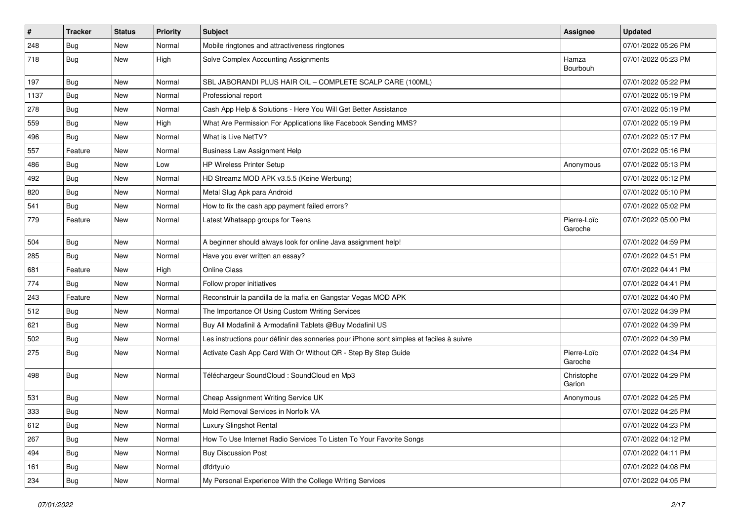| # | Tracker | Status | Priority | Subject | Assignee | Updated |
|---|---|---|---|---|---|---|
| 248 | Bug | New | Normal | Mobile ringtones and attractiveness ringtones | | 07/01/2022 05:26 PM |
| 718 | Bug | New | High | Solve Complex Accounting Assignments | Hamza Bourbouh | 07/01/2022 05:23 PM |
| 197 | Bug | New | Normal | SBL JABORANDI PLUS HAIR OIL – COMPLETE SCALP CARE (100ML) | | 07/01/2022 05:22 PM |
| 1137 | Bug | New | Normal | Professional report | | 07/01/2022 05:19 PM |
| 278 | Bug | New | Normal | Cash App Help & Solutions - Here You Will Get Better Assistance | | 07/01/2022 05:19 PM |
| 559 | Bug | New | High | What Are Permission For Applications like Facebook Sending MMS? | | 07/01/2022 05:19 PM |
| 496 | Bug | New | Normal | What is Live NetTV? | | 07/01/2022 05:17 PM |
| 557 | Feature | New | Normal | Business Law Assignment Help | | 07/01/2022 05:16 PM |
| 486 | Bug | New | Low | HP Wireless Printer Setup | Anonymous | 07/01/2022 05:13 PM |
| 492 | Bug | New | Normal | HD Streamz MOD APK v3.5.5 (Keine Werbung) | | 07/01/2022 05:12 PM |
| 820 | Bug | New | Normal | Metal Slug Apk para Android | | 07/01/2022 05:10 PM |
| 541 | Bug | New | Normal | How to fix the cash app payment failed errors? | | 07/01/2022 05:02 PM |
| 779 | Feature | New | Normal | Latest Whatsapp groups for Teens | Pierre-Loïc Garoche | 07/01/2022 05:00 PM |
| 504 | Bug | New | Normal | A beginner should always look for online Java assignment help! | | 07/01/2022 04:59 PM |
| 285 | Bug | New | Normal | Have you ever written an essay? | | 07/01/2022 04:51 PM |
| 681 | Feature | New | High | Online Class | | 07/01/2022 04:41 PM |
| 774 | Bug | New | Normal | Follow proper initiatives | | 07/01/2022 04:41 PM |
| 243 | Feature | New | Normal | Reconstruir la pandilla de la mafia en Gangstar Vegas MOD APK | | 07/01/2022 04:40 PM |
| 512 | Bug | New | Normal | The Importance Of Using Custom Writing Services | | 07/01/2022 04:39 PM |
| 621 | Bug | New | Normal | Buy All Modafinil & Armodafinil Tablets @Buy Modafinil US | | 07/01/2022 04:39 PM |
| 502 | Bug | New | Normal | Les instructions pour définir des sonneries pour iPhone sont simples et faciles à suivre | | 07/01/2022 04:39 PM |
| 275 | Bug | New | Normal | Activate Cash App Card With Or Without QR - Step By Step Guide | Pierre-Loïc Garoche | 07/01/2022 04:34 PM |
| 498 | Bug | New | Normal | Téléchargeur SoundCloud : SoundCloud en Mp3 | Christophe Garion | 07/01/2022 04:29 PM |
| 531 | Bug | New | Normal | Cheap Assignment Writing Service UK | Anonymous | 07/01/2022 04:25 PM |
| 333 | Bug | New | Normal | Mold Removal Services in Norfolk VA | | 07/01/2022 04:25 PM |
| 612 | Bug | New | Normal | Luxury Slingshot Rental | | 07/01/2022 04:23 PM |
| 267 | Bug | New | Normal | How To Use Internet Radio Services To Listen To Your Favorite Songs | | 07/01/2022 04:12 PM |
| 494 | Bug | New | Normal | Buy Discussion Post | | 07/01/2022 04:11 PM |
| 161 | Bug | New | Normal | dfdrtyuio | | 07/01/2022 04:08 PM |
| 234 | Bug | New | Normal | My Personal Experience With the College Writing Services | | 07/01/2022 04:05 PM |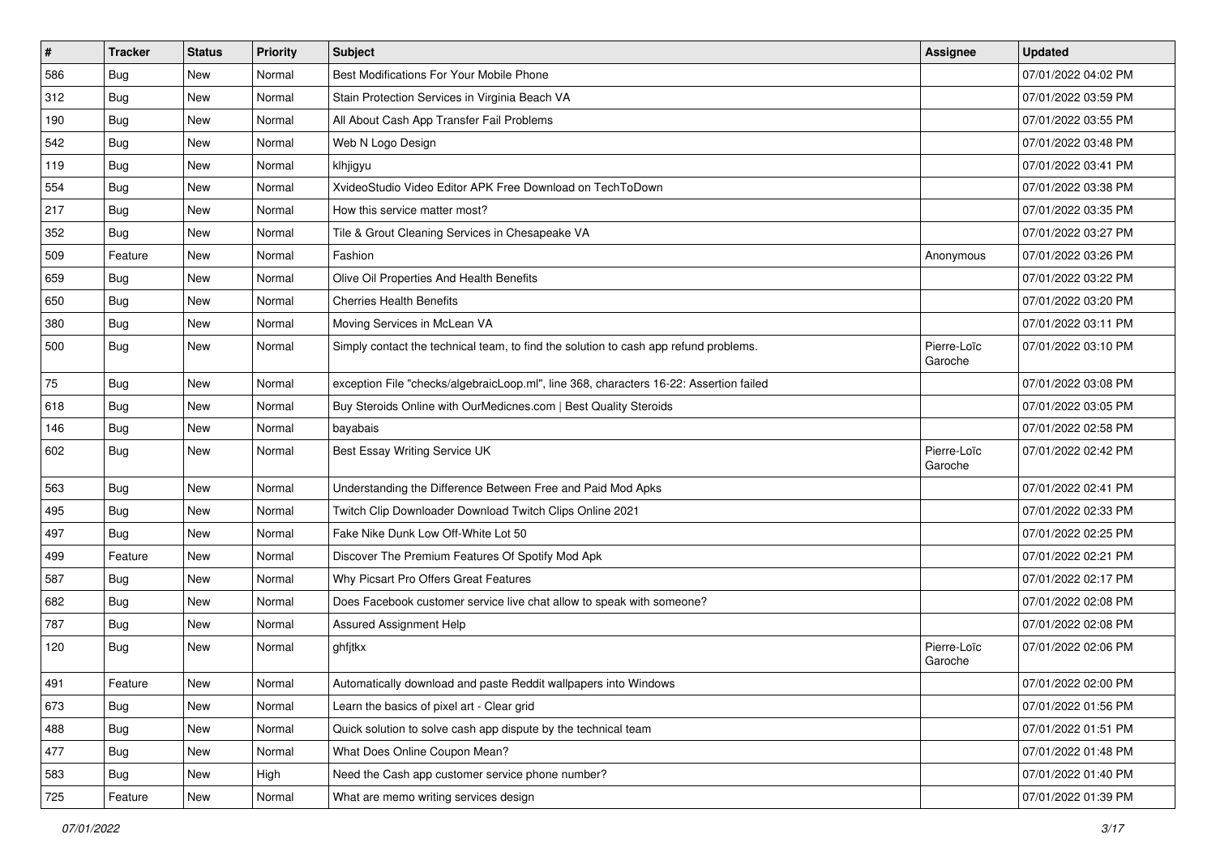| # | Tracker | Status | Priority | Subject | Assignee | Updated |
|---|---|---|---|---|---|---|
| 586 | Bug | New | Normal | Best Modifications For Your Mobile Phone | | 07/01/2022 04:02 PM |
| 312 | Bug | New | Normal | Stain Protection Services in Virginia Beach VA | | 07/01/2022 03:59 PM |
| 190 | Bug | New | Normal | All About Cash App Transfer Fail Problems | | 07/01/2022 03:55 PM |
| 542 | Bug | New | Normal | Web N Logo Design | | 07/01/2022 03:48 PM |
| 119 | Bug | New | Normal | klhjigyu | | 07/01/2022 03:41 PM |
| 554 | Bug | New | Normal | XvideoStudio Video Editor APK Free Download on TechToDown | | 07/01/2022 03:38 PM |
| 217 | Bug | New | Normal | How this service matter most? | | 07/01/2022 03:35 PM |
| 352 | Bug | New | Normal | Tile & Grout Cleaning Services in Chesapeake VA | | 07/01/2022 03:27 PM |
| 509 | Feature | New | Normal | Fashion | Anonymous | 07/01/2022 03:26 PM |
| 659 | Bug | New | Normal | Olive Oil Properties And Health Benefits | | 07/01/2022 03:22 PM |
| 650 | Bug | New | Normal | Cherries Health Benefits | | 07/01/2022 03:20 PM |
| 380 | Bug | New | Normal | Moving Services in McLean VA | | 07/01/2022 03:11 PM |
| 500 | Bug | New | Normal | Simply contact the technical team, to find the solution to cash app refund problems. | Pierre-Loïc Garoche | 07/01/2022 03:10 PM |
| 75 | Bug | New | Normal | exception File "checks/algebraicLoop.ml", line 368, characters 16-22: Assertion failed | | 07/01/2022 03:08 PM |
| 618 | Bug | New | Normal | Buy Steroids Online with OurMedicnes.com \| Best Quality Steroids | | 07/01/2022 03:05 PM |
| 146 | Bug | New | Normal | bayabais | | 07/01/2022 02:58 PM |
| 602 | Bug | New | Normal | Best Essay Writing Service UK | Pierre-Loïc Garoche | 07/01/2022 02:42 PM |
| 563 | Bug | New | Normal | Understanding the Difference Between Free and Paid Mod Apks | | 07/01/2022 02:41 PM |
| 495 | Bug | New | Normal | Twitch Clip Downloader Download Twitch Clips Online 2021 | | 07/01/2022 02:33 PM |
| 497 | Bug | New | Normal | Fake Nike Dunk Low Off-White Lot 50 | | 07/01/2022 02:25 PM |
| 499 | Feature | New | Normal | Discover The Premium Features Of Spotify Mod Apk | | 07/01/2022 02:21 PM |
| 587 | Bug | New | Normal | Why Picsart Pro Offers Great Features | | 07/01/2022 02:17 PM |
| 682 | Bug | New | Normal | Does Facebook customer service live chat allow to speak with someone? | | 07/01/2022 02:08 PM |
| 787 | Bug | New | Normal | Assured Assignment Help | | 07/01/2022 02:08 PM |
| 120 | Bug | New | Normal | ghfjtkx | Pierre-Loïc Garoche | 07/01/2022 02:06 PM |
| 491 | Feature | New | Normal | Automatically download and paste Reddit wallpapers into Windows | | 07/01/2022 02:00 PM |
| 673 | Bug | New | Normal | Learn the basics of pixel art - Clear grid | | 07/01/2022 01:56 PM |
| 488 | Bug | New | Normal | Quick solution to solve cash app dispute by the technical team | | 07/01/2022 01:51 PM |
| 477 | Bug | New | Normal | What Does Online Coupon Mean? | | 07/01/2022 01:48 PM |
| 583 | Bug | New | High | Need the Cash app customer service phone number? | | 07/01/2022 01:40 PM |
| 725 | Feature | New | Normal | What are memo writing services design | | 07/01/2022 01:39 PM |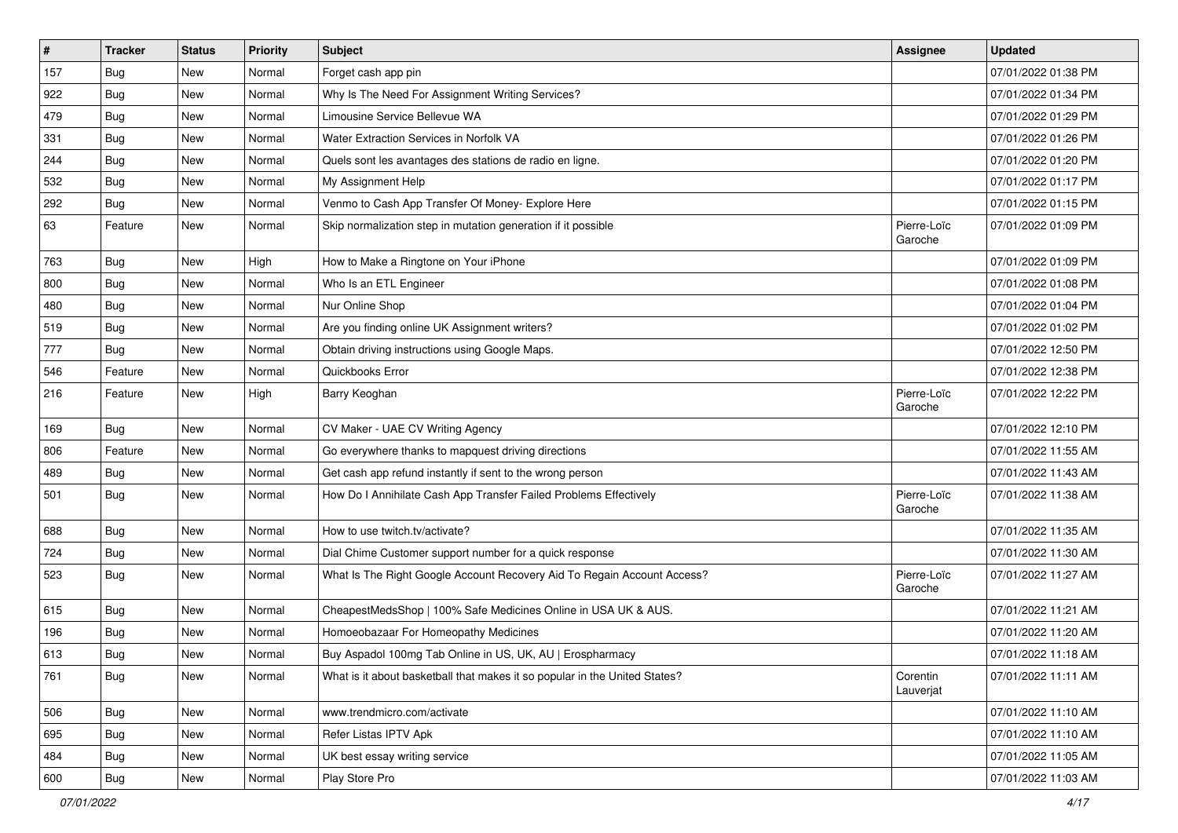| # | Tracker | Status | Priority | Subject | Assignee | Updated |
|---|---|---|---|---|---|---|
| 157 | Bug | New | Normal | Forget cash app pin | | 07/01/2022 01:38 PM |
| 922 | Bug | New | Normal | Why Is The Need For Assignment Writing Services? | | 07/01/2022 01:34 PM |
| 479 | Bug | New | Normal | Limousine Service Bellevue WA | | 07/01/2022 01:29 PM |
| 331 | Bug | New | Normal | Water Extraction Services in Norfolk VA | | 07/01/2022 01:26 PM |
| 244 | Bug | New | Normal | Quels sont les avantages des stations de radio en ligne. | | 07/01/2022 01:20 PM |
| 532 | Bug | New | Normal | My Assignment Help | | 07/01/2022 01:17 PM |
| 292 | Bug | New | Normal | Venmo to Cash App Transfer Of Money- Explore Here | | 07/01/2022 01:15 PM |
| 63 | Feature | New | Normal | Skip normalization step in mutation generation if it possible | Pierre-Loïc Garoche | 07/01/2022 01:09 PM |
| 763 | Bug | New | High | How to Make a Ringtone on Your iPhone | | 07/01/2022 01:09 PM |
| 800 | Bug | New | Normal | Who Is an ETL Engineer | | 07/01/2022 01:08 PM |
| 480 | Bug | New | Normal | Nur Online Shop | | 07/01/2022 01:04 PM |
| 519 | Bug | New | Normal | Are you finding online UK Assignment writers? | | 07/01/2022 01:02 PM |
| 777 | Bug | New | Normal | Obtain driving instructions using Google Maps. | | 07/01/2022 12:50 PM |
| 546 | Feature | New | Normal | Quickbooks Error | | 07/01/2022 12:38 PM |
| 216 | Feature | New | High | Barry Keoghan | Pierre-Loïc Garoche | 07/01/2022 12:22 PM |
| 169 | Bug | New | Normal | CV Maker - UAE CV Writing Agency | | 07/01/2022 12:10 PM |
| 806 | Feature | New | Normal | Go everywhere thanks to mapquest driving directions | | 07/01/2022 11:55 AM |
| 489 | Bug | New | Normal | Get cash app refund instantly if sent to the wrong person | | 07/01/2022 11:43 AM |
| 501 | Bug | New | Normal | How Do I Annihilate Cash App Transfer Failed Problems Effectively | Pierre-Loïc Garoche | 07/01/2022 11:38 AM |
| 688 | Bug | New | Normal | How to use twitch.tv/activate? | | 07/01/2022 11:35 AM |
| 724 | Bug | New | Normal | Dial Chime Customer support number for a quick response | | 07/01/2022 11:30 AM |
| 523 | Bug | New | Normal | What Is The Right Google Account Recovery Aid To Regain Account Access? | Pierre-Loïc Garoche | 07/01/2022 11:27 AM |
| 615 | Bug | New | Normal | CheapestMedsShop \| 100% Safe Medicines Online in USA UK & AUS. | | 07/01/2022 11:21 AM |
| 196 | Bug | New | Normal | Homoeobazaar For Homeopathy Medicines | | 07/01/2022 11:20 AM |
| 613 | Bug | New | Normal | Buy Aspadol 100mg Tab Online in US, UK, AU \| Erospharmacy | | 07/01/2022 11:18 AM |
| 761 | Bug | New | Normal | What is it about basketball that makes it so popular in the United States? | Corentin Lauverjat | 07/01/2022 11:11 AM |
| 506 | Bug | New | Normal | www.trendmicro.com/activate | | 07/01/2022 11:10 AM |
| 695 | Bug | New | Normal | Refer Listas IPTV Apk | | 07/01/2022 11:10 AM |
| 484 | Bug | New | Normal | UK best essay writing service | | 07/01/2022 11:05 AM |
| 600 | Bug | New | Normal | Play Store Pro | | 07/01/2022 11:03 AM |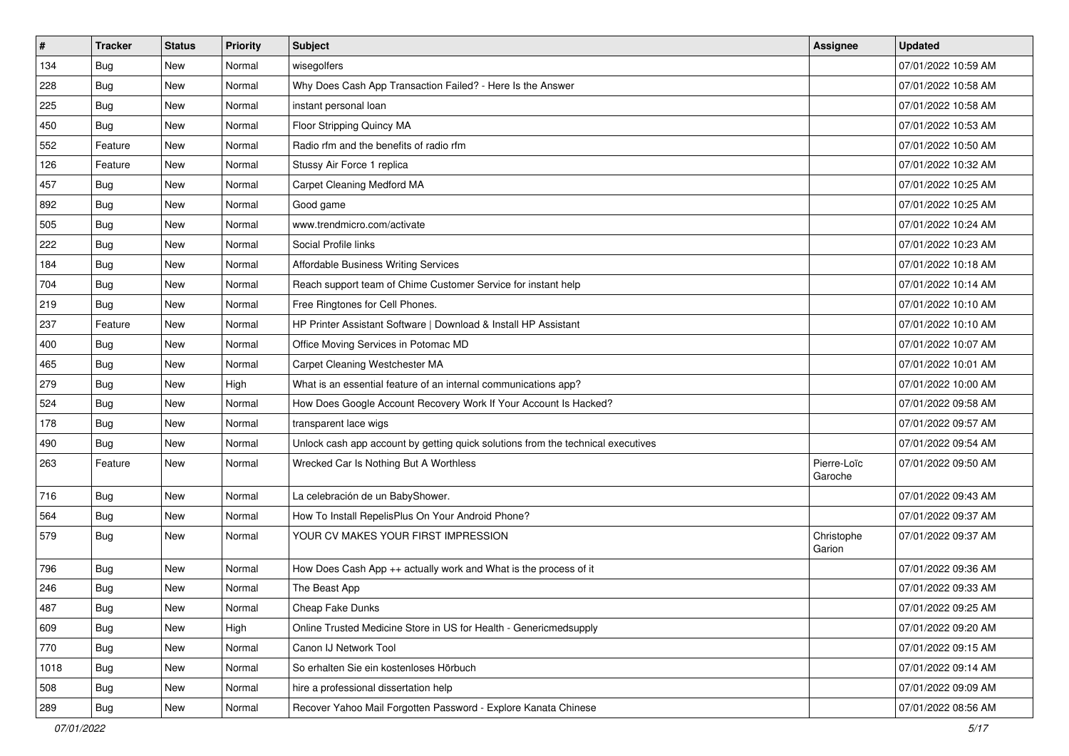| # | Tracker | Status | Priority | Subject | Assignee | Updated |
|---|---|---|---|---|---|---|
| 134 | Bug | New | Normal | wisegolfers | | 07/01/2022 10:59 AM |
| 228 | Bug | New | Normal | Why Does Cash App Transaction Failed? - Here Is the Answer | | 07/01/2022 10:58 AM |
| 225 | Bug | New | Normal | instant personal loan | | 07/01/2022 10:58 AM |
| 450 | Bug | New | Normal | Floor Stripping Quincy MA | | 07/01/2022 10:53 AM |
| 552 | Feature | New | Normal | Radio rfm and the benefits of radio rfm | | 07/01/2022 10:50 AM |
| 126 | Feature | New | Normal | Stussy Air Force 1 replica | | 07/01/2022 10:32 AM |
| 457 | Bug | New | Normal | Carpet Cleaning Medford MA | | 07/01/2022 10:25 AM |
| 892 | Bug | New | Normal | Good game | | 07/01/2022 10:25 AM |
| 505 | Bug | New | Normal | www.trendmicro.com/activate | | 07/01/2022 10:24 AM |
| 222 | Bug | New | Normal | Social Profile links | | 07/01/2022 10:23 AM |
| 184 | Bug | New | Normal | Affordable Business Writing Services | | 07/01/2022 10:18 AM |
| 704 | Bug | New | Normal | Reach support team of Chime Customer Service for instant help | | 07/01/2022 10:14 AM |
| 219 | Bug | New | Normal | Free Ringtones for Cell Phones. | | 07/01/2022 10:10 AM |
| 237 | Feature | New | Normal | HP Printer Assistant Software \| Download & Install HP Assistant | | 07/01/2022 10:10 AM |
| 400 | Bug | New | Normal | Office Moving Services in Potomac MD | | 07/01/2022 10:07 AM |
| 465 | Bug | New | Normal | Carpet Cleaning Westchester MA | | 07/01/2022 10:01 AM |
| 279 | Bug | New | High | What is an essential feature of an internal communications app? | | 07/01/2022 10:00 AM |
| 524 | Bug | New | Normal | How Does Google Account Recovery Work If Your Account Is Hacked? | | 07/01/2022 09:58 AM |
| 178 | Bug | New | Normal | transparent lace wigs | | 07/01/2022 09:57 AM |
| 490 | Bug | New | Normal | Unlock cash app account by getting quick solutions from the technical executives | | 07/01/2022 09:54 AM |
| 263 | Feature | New | Normal | Wrecked Car Is Nothing But A Worthless | Pierre-Loïc Garoche | 07/01/2022 09:50 AM |
| 716 | Bug | New | Normal | La celebración de un BabyShower. | | 07/01/2022 09:43 AM |
| 564 | Bug | New | Normal | How To Install RepelisPlus On Your Android Phone? | | 07/01/2022 09:37 AM |
| 579 | Bug | New | Normal | YOUR CV MAKES YOUR FIRST IMPRESSION | Christophe Garion | 07/01/2022 09:37 AM |
| 796 | Bug | New | Normal | How Does Cash App ++ actually work and What is the process of it | | 07/01/2022 09:36 AM |
| 246 | Bug | New | Normal | The Beast App | | 07/01/2022 09:33 AM |
| 487 | Bug | New | Normal | Cheap Fake Dunks | | 07/01/2022 09:25 AM |
| 609 | Bug | New | High | Online Trusted Medicine Store in US for Health - Genericmedsupply | | 07/01/2022 09:20 AM |
| 770 | Bug | New | Normal | Canon IJ Network Tool | | 07/01/2022 09:15 AM |
| 1018 | Bug | New | Normal | So erhalten Sie ein kostenloses Hörbuch | | 07/01/2022 09:14 AM |
| 508 | Bug | New | Normal | hire a professional dissertation help | | 07/01/2022 09:09 AM |
| 289 | Bug | New | Normal | Recover Yahoo Mail Forgotten Password - Explore Kanata Chinese | | 07/01/2022 08:56 AM |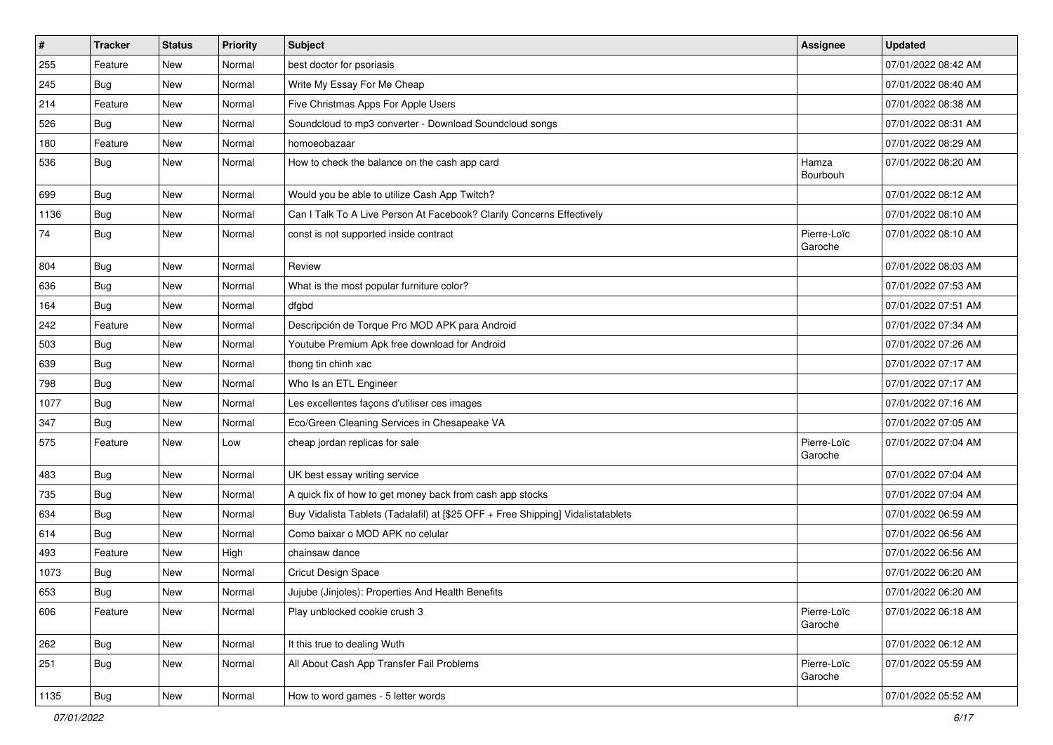| # | Tracker | Status | Priority | Subject | Assignee | Updated |
|---|---|---|---|---|---|---|
| 255 | Feature | New | Normal | best doctor for psoriasis | | 07/01/2022 08:42 AM |
| 245 | Bug | New | Normal | Write My Essay For Me Cheap | | 07/01/2022 08:40 AM |
| 214 | Feature | New | Normal | Five Christmas Apps For Apple Users | | 07/01/2022 08:38 AM |
| 526 | Bug | New | Normal | Soundcloud to mp3 converter - Download Soundcloud songs | | 07/01/2022 08:31 AM |
| 180 | Feature | New | Normal | homoeobazaar | | 07/01/2022 08:29 AM |
| 536 | Bug | New | Normal | How to check the balance on the cash app card | Hamza Bourbouh | 07/01/2022 08:20 AM |
| 699 | Bug | New | Normal | Would you be able to utilize Cash App Twitch? | | 07/01/2022 08:12 AM |
| 1136 | Bug | New | Normal | Can I Talk To A Live Person At Facebook? Clarify Concerns Effectively | | 07/01/2022 08:10 AM |
| 74 | Bug | New | Normal | const is not supported inside contract | Pierre-Loïc Garoche | 07/01/2022 08:10 AM |
| 804 | Bug | New | Normal | Review | | 07/01/2022 08:03 AM |
| 636 | Bug | New | Normal | What is the most popular furniture color? | | 07/01/2022 07:53 AM |
| 164 | Bug | New | Normal | dfgbd | | 07/01/2022 07:51 AM |
| 242 | Feature | New | Normal | Descripción de Torque Pro MOD APK para Android | | 07/01/2022 07:34 AM |
| 503 | Bug | New | Normal | Youtube Premium Apk free download for Android | | 07/01/2022 07:26 AM |
| 639 | Bug | New | Normal | thong tin chinh xac | | 07/01/2022 07:17 AM |
| 798 | Bug | New | Normal | Who Is an ETL Engineer | | 07/01/2022 07:17 AM |
| 1077 | Bug | New | Normal | Les excellentes façons d'utiliser ces images | | 07/01/2022 07:16 AM |
| 347 | Bug | New | Normal | Eco/Green Cleaning Services in Chesapeake VA | | 07/01/2022 07:05 AM |
| 575 | Feature | New | Low | cheap jordan replicas for sale | Pierre-Loïc Garoche | 07/01/2022 07:04 AM |
| 483 | Bug | New | Normal | UK best essay writing service | | 07/01/2022 07:04 AM |
| 735 | Bug | New | Normal | A quick fix of how to get money back from cash app stocks | | 07/01/2022 07:04 AM |
| 634 | Bug | New | Normal | Buy Vidalista Tablets (Tadalafil) at [$25 OFF + Free Shipping] Vidalistatablets | | 07/01/2022 06:59 AM |
| 614 | Bug | New | Normal | Como baixar o MOD APK no celular | | 07/01/2022 06:56 AM |
| 493 | Feature | New | High | chainsaw dance | | 07/01/2022 06:56 AM |
| 1073 | Bug | New | Normal | Cricut Design Space | | 07/01/2022 06:20 AM |
| 653 | Bug | New | Normal | Jujube (Jinjoles): Properties And Health Benefits | | 07/01/2022 06:20 AM |
| 606 | Feature | New | Normal | Play unblocked cookie crush 3 | Pierre-Loïc Garoche | 07/01/2022 06:18 AM |
| 262 | Bug | New | Normal | It this true to dealing Wuth | | 07/01/2022 06:12 AM |
| 251 | Bug | New | Normal | All About Cash App Transfer Fail Problems | Pierre-Loïc Garoche | 07/01/2022 05:59 AM |
| 1135 | Bug | New | Normal | How to word games - 5 letter words | | 07/01/2022 05:52 AM |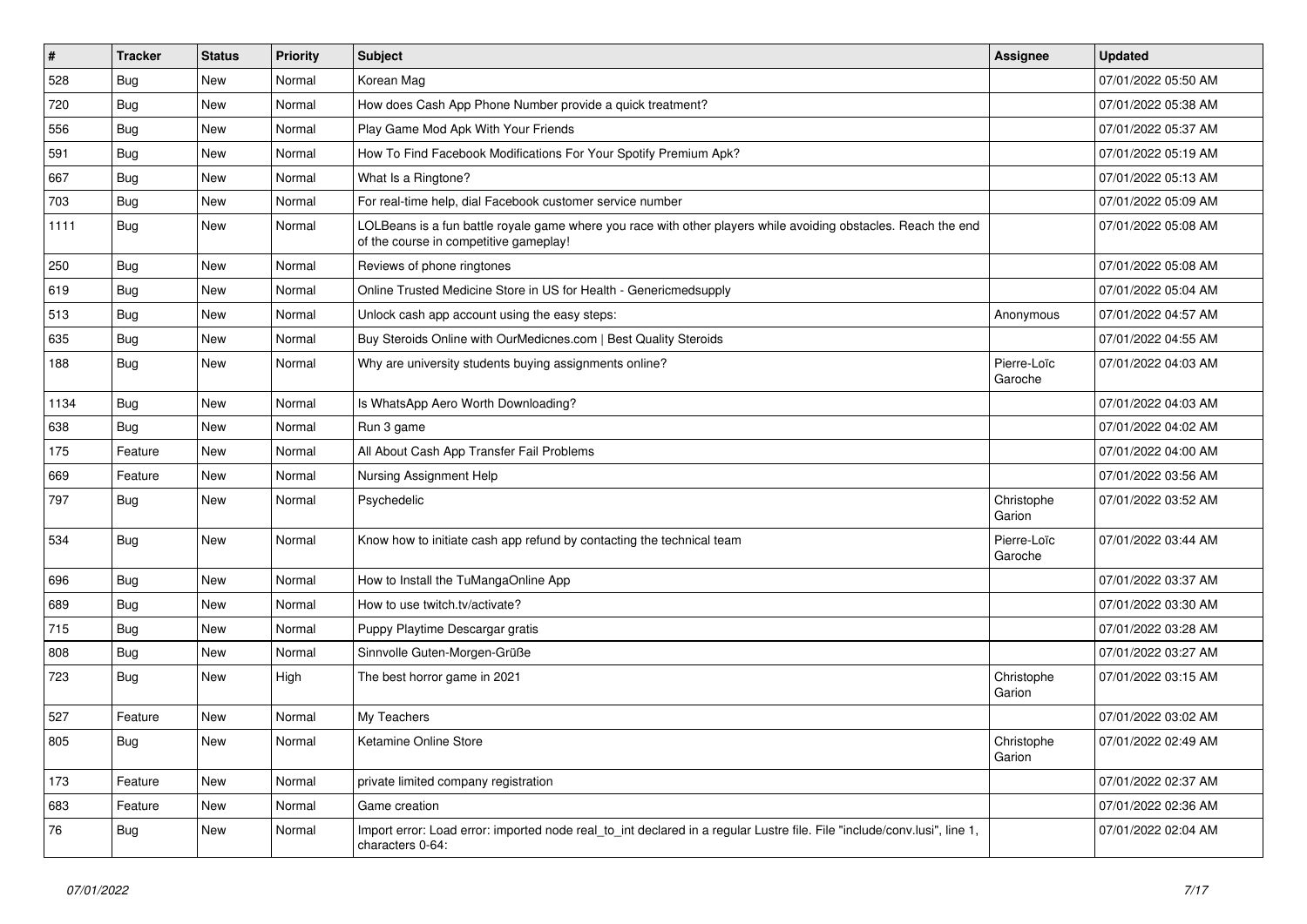| # | Tracker | Status | Priority | Subject | Assignee | Updated |
|---|---|---|---|---|---|---|
| 528 | Bug | New | Normal | Korean Mag | | 07/01/2022 05:50 AM |
| 720 | Bug | New | Normal | How does Cash App Phone Number provide a quick treatment? | | 07/01/2022 05:38 AM |
| 556 | Bug | New | Normal | Play Game Mod Apk With Your Friends | | 07/01/2022 05:37 AM |
| 591 | Bug | New | Normal | How To Find Facebook Modifications For Your Spotify Premium Apk? | | 07/01/2022 05:19 AM |
| 667 | Bug | New | Normal | What Is a Ringtone? | | 07/01/2022 05:13 AM |
| 703 | Bug | New | Normal | For real-time help, dial Facebook customer service number | | 07/01/2022 05:09 AM |
| 1111 | Bug | New | Normal | LOLBeans is a fun battle royale game where you race with other players while avoiding obstacles. Reach the end of the course in competitive gameplay! | | 07/01/2022 05:08 AM |
| 250 | Bug | New | Normal | Reviews of phone ringtones | | 07/01/2022 05:08 AM |
| 619 | Bug | New | Normal | Online Trusted Medicine Store in US for Health - Genericmedsupply | | 07/01/2022 05:04 AM |
| 513 | Bug | New | Normal | Unlock cash app account using the easy steps: | Anonymous | 07/01/2022 04:57 AM |
| 635 | Bug | New | Normal | Buy Steroids Online with OurMedicnes.com \| Best Quality Steroids | | 07/01/2022 04:55 AM |
| 188 | Bug | New | Normal | Why are university students buying assignments online? | Pierre-Loïc Garoche | 07/01/2022 04:03 AM |
| 1134 | Bug | New | Normal | Is WhatsApp Aero Worth Downloading? | | 07/01/2022 04:03 AM |
| 638 | Bug | New | Normal | Run 3 game | | 07/01/2022 04:02 AM |
| 175 | Feature | New | Normal | All About Cash App Transfer Fail Problems | | 07/01/2022 04:00 AM |
| 669 | Feature | New | Normal | Nursing Assignment Help | | 07/01/2022 03:56 AM |
| 797 | Bug | New | Normal | Psychedelic | Christophe Garion | 07/01/2022 03:52 AM |
| 534 | Bug | New | Normal | Know how to initiate cash app refund by contacting the technical team | Pierre-Loïc Garoche | 07/01/2022 03:44 AM |
| 696 | Bug | New | Normal | How to Install the TuMangaOnline App | | 07/01/2022 03:37 AM |
| 689 | Bug | New | Normal | How to use twitch.tv/activate? | | 07/01/2022 03:30 AM |
| 715 | Bug | New | Normal | Puppy Playtime Descargar gratis | | 07/01/2022 03:28 AM |
| 808 | Bug | New | Normal | Sinnvolle Guten-Morgen-Grüße | | 07/01/2022 03:27 AM |
| 723 | Bug | New | High | The best horror game in 2021 | Christophe Garion | 07/01/2022 03:15 AM |
| 527 | Feature | New | Normal | My Teachers | | 07/01/2022 03:02 AM |
| 805 | Bug | New | Normal | Ketamine Online Store | Christophe Garion | 07/01/2022 02:49 AM |
| 173 | Feature | New | Normal | private limited company registration | | 07/01/2022 02:37 AM |
| 683 | Feature | New | Normal | Game creation | | 07/01/2022 02:36 AM |
| 76 | Bug | New | Normal | Import error: Load error: imported node real_to_int declared in a regular Lustre file. File "include/conv.lusi", line 1, characters 0-64: | | 07/01/2022 02:04 AM |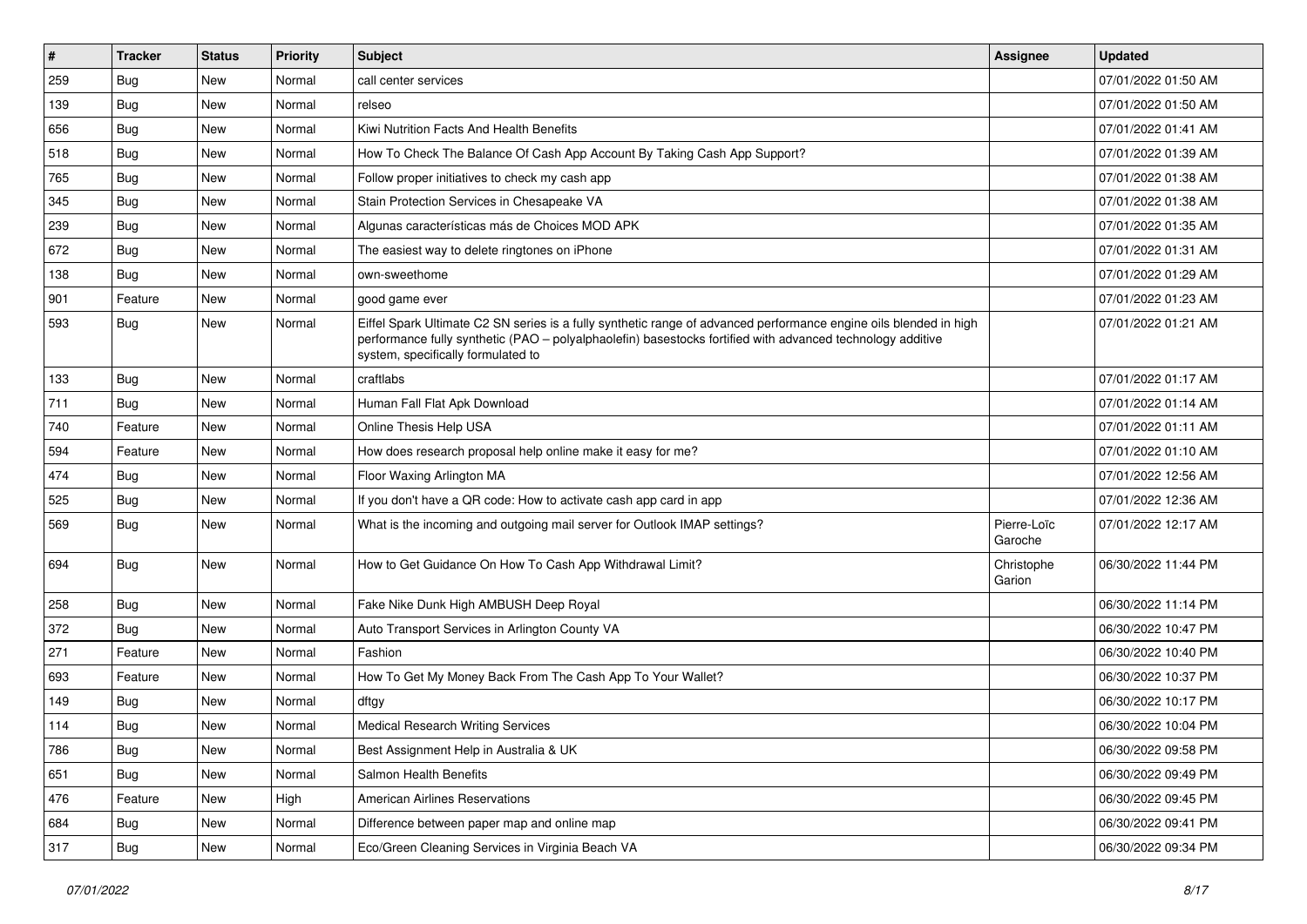| # | Tracker | Status | Priority | Subject | Assignee | Updated |
|---|---|---|---|---|---|---|
| 259 | Bug | New | Normal | call center services | | 07/01/2022 01:50 AM |
| 139 | Bug | New | Normal | relseo | | 07/01/2022 01:50 AM |
| 656 | Bug | New | Normal | Kiwi Nutrition Facts And Health Benefits | | 07/01/2022 01:41 AM |
| 518 | Bug | New | Normal | How To Check The Balance Of Cash App Account By Taking Cash App Support? | | 07/01/2022 01:39 AM |
| 765 | Bug | New | Normal | Follow proper initiatives to check my cash app | | 07/01/2022 01:38 AM |
| 345 | Bug | New | Normal | Stain Protection Services in Chesapeake VA | | 07/01/2022 01:38 AM |
| 239 | Bug | New | Normal | Algunas características más de Choices MOD APK | | 07/01/2022 01:35 AM |
| 672 | Bug | New | Normal | The easiest way to delete ringtones on iPhone | | 07/01/2022 01:31 AM |
| 138 | Bug | New | Normal | own-sweethome | | 07/01/2022 01:29 AM |
| 901 | Feature | New | Normal | good game ever | | 07/01/2022 01:23 AM |
| 593 | Bug | New | Normal | Eiffel Spark Ultimate C2 SN series is a fully synthetic range of advanced performance engine oils blended in high performance fully synthetic (PAO – polyalphaolefin) basestocks fortified with advanced technology additive system, specifically formulated to | | 07/01/2022 01:21 AM |
| 133 | Bug | New | Normal | craftlabs | | 07/01/2022 01:17 AM |
| 711 | Bug | New | Normal | Human Fall Flat Apk Download | | 07/01/2022 01:14 AM |
| 740 | Feature | New | Normal | Online Thesis Help USA | | 07/01/2022 01:11 AM |
| 594 | Feature | New | Normal | How does research proposal help online make it easy for me? | | 07/01/2022 01:10 AM |
| 474 | Bug | New | Normal | Floor Waxing Arlington MA | | 07/01/2022 12:56 AM |
| 525 | Bug | New | Normal | If you don't have a QR code: How to activate cash app card in app | | 07/01/2022 12:36 AM |
| 569 | Bug | New | Normal | What is the incoming and outgoing mail server for Outlook IMAP settings? | Pierre-Loïc Garoche | 07/01/2022 12:17 AM |
| 694 | Bug | New | Normal | How to Get Guidance On How To Cash App Withdrawal Limit? | Christophe Garion | 06/30/2022 11:44 PM |
| 258 | Bug | New | Normal | Fake Nike Dunk High AMBUSH Deep Royal | | 06/30/2022 11:14 PM |
| 372 | Bug | New | Normal | Auto Transport Services in Arlington County VA | | 06/30/2022 10:47 PM |
| 271 | Feature | New | Normal | Fashion | | 06/30/2022 10:40 PM |
| 693 | Feature | New | Normal | How To Get My Money Back From The Cash App To Your Wallet? | | 06/30/2022 10:37 PM |
| 149 | Bug | New | Normal | dftgy | | 06/30/2022 10:17 PM |
| 114 | Bug | New | Normal | Medical Research Writing Services | | 06/30/2022 10:04 PM |
| 786 | Bug | New | Normal | Best Assignment Help in Australia & UK | | 06/30/2022 09:58 PM |
| 651 | Bug | New | Normal | Salmon Health Benefits | | 06/30/2022 09:49 PM |
| 476 | Feature | New | High | American Airlines Reservations | | 06/30/2022 09:45 PM |
| 684 | Bug | New | Normal | Difference between paper map and online map | | 06/30/2022 09:41 PM |
| 317 | Bug | New | Normal | Eco/Green Cleaning Services in Virginia Beach VA | | 06/30/2022 09:34 PM |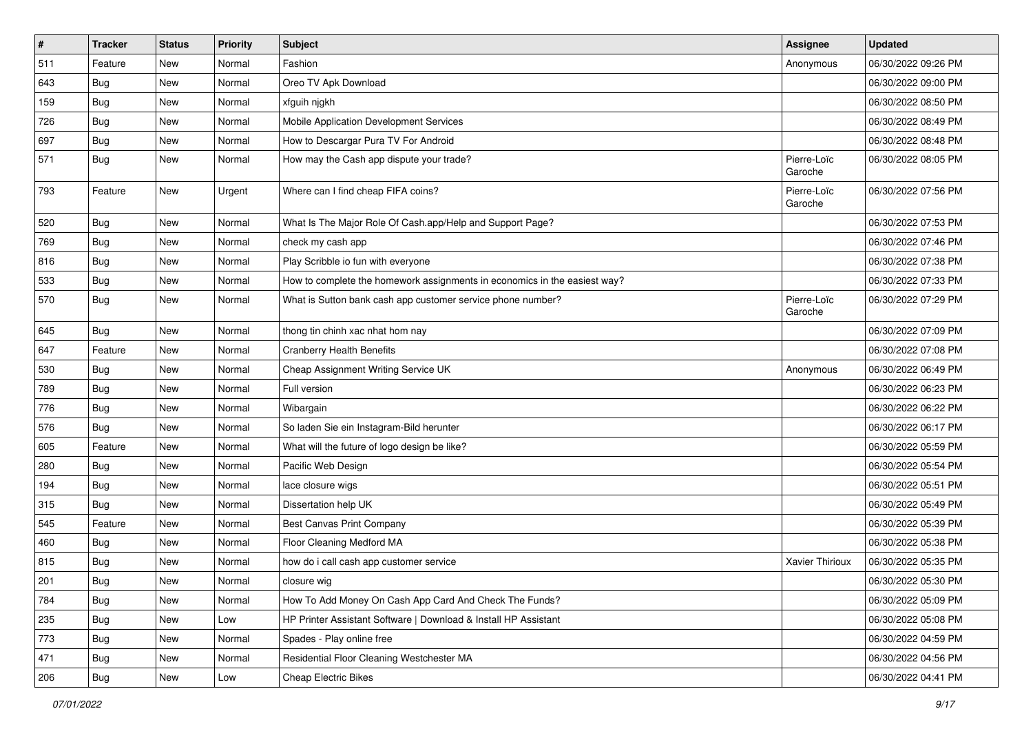| # | Tracker | Status | Priority | Subject | Assignee | Updated |
| --- | --- | --- | --- | --- | --- | --- |
| 511 | Feature | New | Normal | Fashion | Anonymous | 06/30/2022 09:26 PM |
| 643 | Bug | New | Normal | Oreo TV Apk Download | | 06/30/2022 09:00 PM |
| 159 | Bug | New | Normal | xfguih njgkh | | 06/30/2022 08:50 PM |
| 726 | Bug | New | Normal | Mobile Application Development Services | | 06/30/2022 08:49 PM |
| 697 | Bug | New | Normal | How to Descargar Pura TV For Android | | 06/30/2022 08:48 PM |
| 571 | Bug | New | Normal | How may the Cash app dispute your trade? | Pierre-Loïc Garoche | 06/30/2022 08:05 PM |
| 793 | Feature | New | Urgent | Where can I find cheap FIFA coins? | Pierre-Loïc Garoche | 06/30/2022 07:56 PM |
| 520 | Bug | New | Normal | What Is The Major Role Of Cash.app/Help and Support Page? | | 06/30/2022 07:53 PM |
| 769 | Bug | New | Normal | check my cash app | | 06/30/2022 07:46 PM |
| 816 | Bug | New | Normal | Play Scribble io fun with everyone | | 06/30/2022 07:38 PM |
| 533 | Bug | New | Normal | How to complete the homework assignments in economics in the easiest way? | | 06/30/2022 07:33 PM |
| 570 | Bug | New | Normal | What is Sutton bank cash app customer service phone number? | Pierre-Loïc Garoche | 06/30/2022 07:29 PM |
| 645 | Bug | New | Normal | thong tin chinh xac nhat hom nay | | 06/30/2022 07:09 PM |
| 647 | Feature | New | Normal | Cranberry Health Benefits | | 06/30/2022 07:08 PM |
| 530 | Bug | New | Normal | Cheap Assignment Writing Service UK | Anonymous | 06/30/2022 06:49 PM |
| 789 | Bug | New | Normal | Full version | | 06/30/2022 06:23 PM |
| 776 | Bug | New | Normal | Wibargain | | 06/30/2022 06:22 PM |
| 576 | Bug | New | Normal | So laden Sie ein Instagram-Bild herunter | | 06/30/2022 06:17 PM |
| 605 | Feature | New | Normal | What will the future of logo design be like? | | 06/30/2022 05:59 PM |
| 280 | Bug | New | Normal | Pacific Web Design | | 06/30/2022 05:54 PM |
| 194 | Bug | New | Normal | lace closure wigs | | 06/30/2022 05:51 PM |
| 315 | Bug | New | Normal | Dissertation help UK | | 06/30/2022 05:49 PM |
| 545 | Feature | New | Normal | Best Canvas Print Company | | 06/30/2022 05:39 PM |
| 460 | Bug | New | Normal | Floor Cleaning Medford MA | | 06/30/2022 05:38 PM |
| 815 | Bug | New | Normal | how do i call cash app customer service | Xavier Thirioux | 06/30/2022 05:35 PM |
| 201 | Bug | New | Normal | closure wig | | 06/30/2022 05:30 PM |
| 784 | Bug | New | Normal | How To Add Money On Cash App Card And Check The Funds? | | 06/30/2022 05:09 PM |
| 235 | Bug | New | Low | HP Printer Assistant Software \| Download & Install HP Assistant | | 06/30/2022 05:08 PM |
| 773 | Bug | New | Normal | Spades - Play online free | | 06/30/2022 04:59 PM |
| 471 | Bug | New | Normal | Residential Floor Cleaning Westchester MA | | 06/30/2022 04:56 PM |
| 206 | Bug | New | Low | Cheap Electric Bikes | | 06/30/2022 04:41 PM |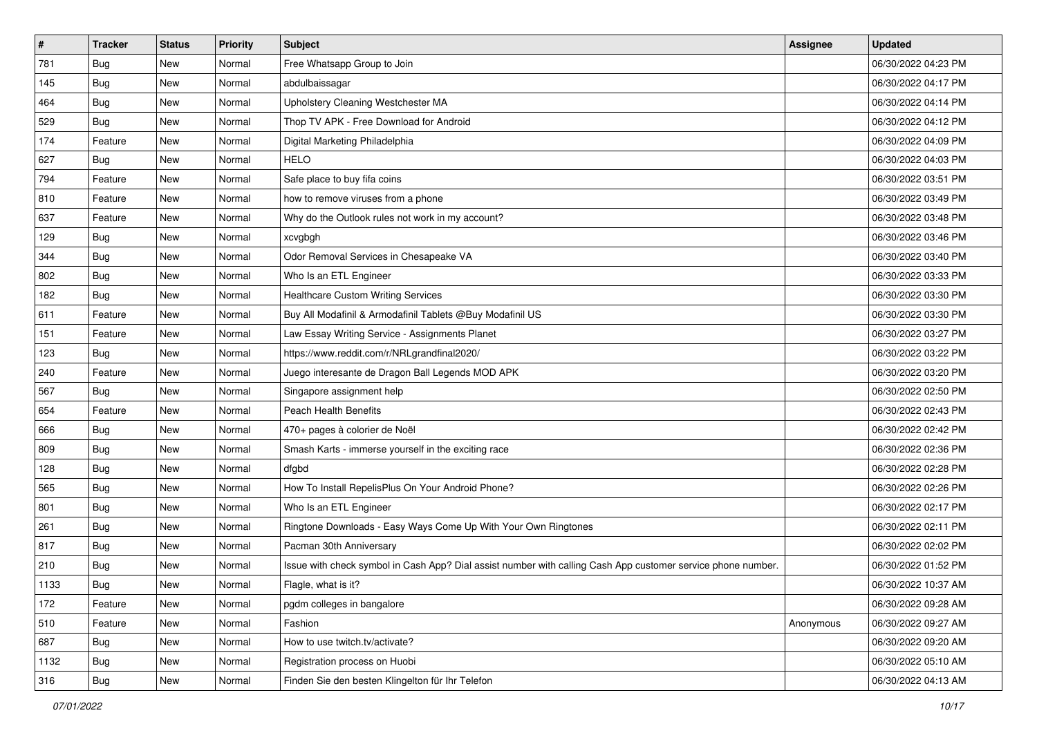| # | Tracker | Status | Priority | Subject | Assignee | Updated |
|---|---|---|---|---|---|---|
| 781 | Bug | New | Normal | Free Whatsapp Group to Join | | 06/30/2022 04:23 PM |
| 145 | Bug | New | Normal | abdulbaissagar | | 06/30/2022 04:17 PM |
| 464 | Bug | New | Normal | Upholstery Cleaning Westchester MA | | 06/30/2022 04:14 PM |
| 529 | Bug | New | Normal | Thop TV APK - Free Download for Android | | 06/30/2022 04:12 PM |
| 174 | Feature | New | Normal | Digital Marketing Philadelphia | | 06/30/2022 04:09 PM |
| 627 | Bug | New | Normal | HELO | | 06/30/2022 04:03 PM |
| 794 | Feature | New | Normal | Safe place to buy fifa coins | | 06/30/2022 03:51 PM |
| 810 | Feature | New | Normal | how to remove viruses from a phone | | 06/30/2022 03:49 PM |
| 637 | Feature | New | Normal | Why do the Outlook rules not work in my account? | | 06/30/2022 03:48 PM |
| 129 | Bug | New | Normal | xcvgbgh | | 06/30/2022 03:46 PM |
| 344 | Bug | New | Normal | Odor Removal Services in Chesapeake VA | | 06/30/2022 03:40 PM |
| 802 | Bug | New | Normal | Who Is an ETL Engineer | | 06/30/2022 03:33 PM |
| 182 | Bug | New | Normal | Healthcare Custom Writing Services | | 06/30/2022 03:30 PM |
| 611 | Feature | New | Normal | Buy All Modafinil & Armodafinil Tablets @Buy Modafinil US | | 06/30/2022 03:30 PM |
| 151 | Feature | New | Normal | Law Essay Writing Service - Assignments Planet | | 06/30/2022 03:27 PM |
| 123 | Bug | New | Normal | https://www.reddit.com/r/NRLgrandfinal2020/ | | 06/30/2022 03:22 PM |
| 240 | Feature | New | Normal | Juego interesante de Dragon Ball Legends MOD APK | | 06/30/2022 03:20 PM |
| 567 | Bug | New | Normal | Singapore assignment help | | 06/30/2022 02:50 PM |
| 654 | Feature | New | Normal | Peach Health Benefits | | 06/30/2022 02:43 PM |
| 666 | Bug | New | Normal | 470+ pages à colorier de Noël | | 06/30/2022 02:42 PM |
| 809 | Bug | New | Normal | Smash Karts - immerse yourself in the exciting race | | 06/30/2022 02:36 PM |
| 128 | Bug | New | Normal | dfgbd | | 06/30/2022 02:28 PM |
| 565 | Bug | New | Normal | How To Install RepelisPlus On Your Android Phone? | | 06/30/2022 02:26 PM |
| 801 | Bug | New | Normal | Who Is an ETL Engineer | | 06/30/2022 02:17 PM |
| 261 | Bug | New | Normal | Ringtone Downloads - Easy Ways Come Up With Your Own Ringtones | | 06/30/2022 02:11 PM |
| 817 | Bug | New | Normal | Pacman 30th Anniversary | | 06/30/2022 02:02 PM |
| 210 | Bug | New | Normal | Issue with check symbol in Cash App? Dial assist number with calling Cash App customer service phone number. | | 06/30/2022 01:52 PM |
| 1133 | Bug | New | Normal | Flagle, what is it? | | 06/30/2022 10:37 AM |
| 172 | Feature | New | Normal | pgdm colleges in bangalore | | 06/30/2022 09:28 AM |
| 510 | Feature | New | Normal | Fashion | Anonymous | 06/30/2022 09:27 AM |
| 687 | Bug | New | Normal | How to use twitch.tv/activate? | | 06/30/2022 09:20 AM |
| 1132 | Bug | New | Normal | Registration process on Huobi | | 06/30/2022 05:10 AM |
| 316 | Bug | New | Normal | Finden Sie den besten Klingelton für Ihr Telefon | | 06/30/2022 04:13 AM |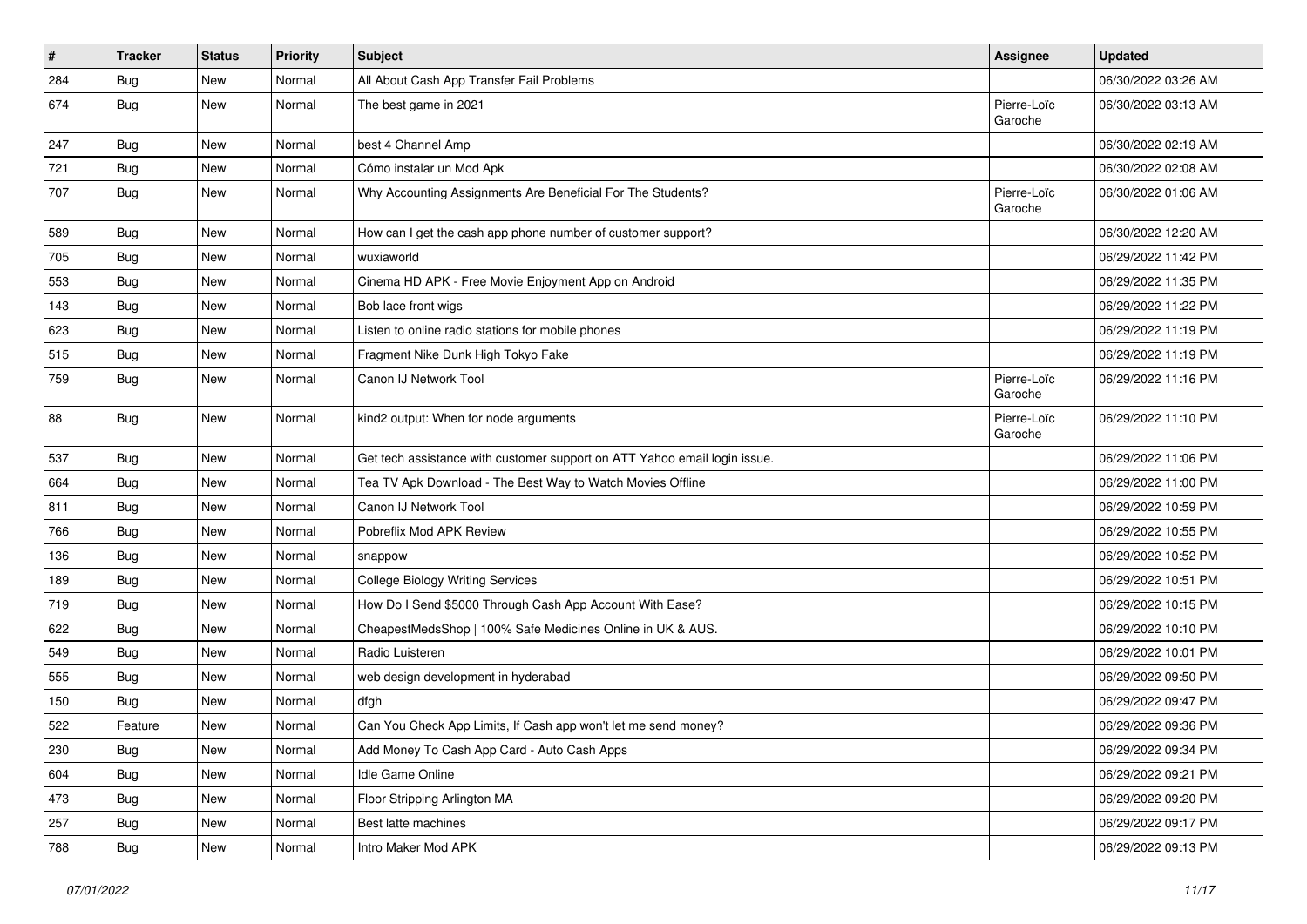| # | Tracker | Status | Priority | Subject | Assignee | Updated |
|---|---|---|---|---|---|---|
| 284 | Bug | New | Normal | All About Cash App Transfer Fail Problems | | 06/30/2022 03:26 AM |
| 674 | Bug | New | Normal | The best game in 2021 | Pierre-Loïc Garoche | 06/30/2022 03:13 AM |
| 247 | Bug | New | Normal | best 4 Channel Amp | | 06/30/2022 02:19 AM |
| 721 | Bug | New | Normal | Cómo instalar un Mod Apk | | 06/30/2022 02:08 AM |
| 707 | Bug | New | Normal | Why Accounting Assignments Are Beneficial For The Students? | Pierre-Loïc Garoche | 06/30/2022 01:06 AM |
| 589 | Bug | New | Normal | How can I get the cash app phone number of customer support? | | 06/30/2022 12:20 AM |
| 705 | Bug | New | Normal | wuxiaworld | | 06/29/2022 11:42 PM |
| 553 | Bug | New | Normal | Cinema HD APK - Free Movie Enjoyment App on Android | | 06/29/2022 11:35 PM |
| 143 | Bug | New | Normal | Bob lace front wigs | | 06/29/2022 11:22 PM |
| 623 | Bug | New | Normal | Listen to online radio stations for mobile phones | | 06/29/2022 11:19 PM |
| 515 | Bug | New | Normal | Fragment Nike Dunk High Tokyo Fake | | 06/29/2022 11:19 PM |
| 759 | Bug | New | Normal | Canon IJ Network Tool | Pierre-Loïc Garoche | 06/29/2022 11:16 PM |
| 88 | Bug | New | Normal | kind2 output: When for node arguments | Pierre-Loïc Garoche | 06/29/2022 11:10 PM |
| 537 | Bug | New | Normal | Get tech assistance with customer support on ATT Yahoo email login issue. | | 06/29/2022 11:06 PM |
| 664 | Bug | New | Normal | Tea TV Apk Download - The Best Way to Watch Movies Offline | | 06/29/2022 11:00 PM |
| 811 | Bug | New | Normal | Canon IJ Network Tool | | 06/29/2022 10:59 PM |
| 766 | Bug | New | Normal | Pobreflix Mod APK Review | | 06/29/2022 10:55 PM |
| 136 | Bug | New | Normal | snappow | | 06/29/2022 10:52 PM |
| 189 | Bug | New | Normal | College Biology Writing Services | | 06/29/2022 10:51 PM |
| 719 | Bug | New | Normal | How Do I Send $5000 Through Cash App Account With Ease? | | 06/29/2022 10:15 PM |
| 622 | Bug | New | Normal | CheapestMedsShop \| 100% Safe Medicines Online in UK & AUS. | | 06/29/2022 10:10 PM |
| 549 | Bug | New | Normal | Radio Luisteren | | 06/29/2022 10:01 PM |
| 555 | Bug | New | Normal | web design development in hyderabad | | 06/29/2022 09:50 PM |
| 150 | Bug | New | Normal | dfgh | | 06/29/2022 09:47 PM |
| 522 | Feature | New | Normal | Can You Check App Limits, If Cash app won't let me send money? | | 06/29/2022 09:36 PM |
| 230 | Bug | New | Normal | Add Money To Cash App Card - Auto Cash Apps | | 06/29/2022 09:34 PM |
| 604 | Bug | New | Normal | Idle Game Online | | 06/29/2022 09:21 PM |
| 473 | Bug | New | Normal | Floor Stripping Arlington MA | | 06/29/2022 09:20 PM |
| 257 | Bug | New | Normal | Best latte machines | | 06/29/2022 09:17 PM |
| 788 | Bug | New | Normal | Intro Maker Mod APK | | 06/29/2022 09:13 PM |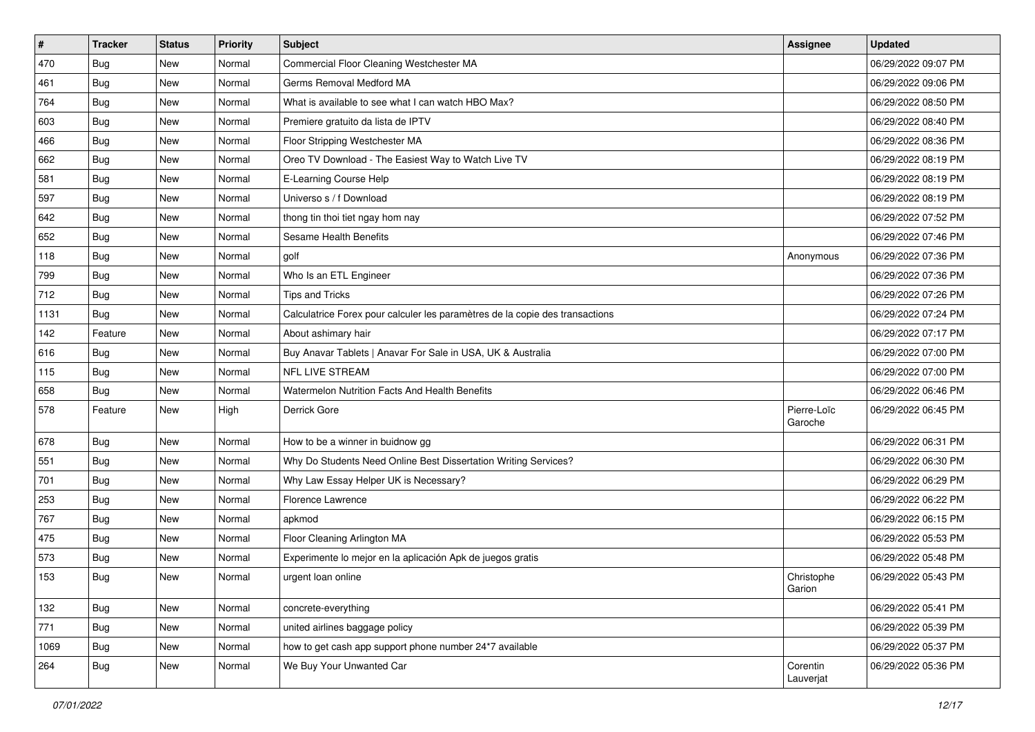| # | Tracker | Status | Priority | Subject | Assignee | Updated |
|---|---|---|---|---|---|---|
| 470 | Bug | New | Normal | Commercial Floor Cleaning Westchester MA | | 06/29/2022 09:07 PM |
| 461 | Bug | New | Normal | Germs Removal Medford MA | | 06/29/2022 09:06 PM |
| 764 | Bug | New | Normal | What is available to see what I can watch HBO Max? | | 06/29/2022 08:50 PM |
| 603 | Bug | New | Normal | Premiere gratuito da lista de IPTV | | 06/29/2022 08:40 PM |
| 466 | Bug | New | Normal | Floor Stripping Westchester MA | | 06/29/2022 08:36 PM |
| 662 | Bug | New | Normal | Oreo TV Download - The Easiest Way to Watch Live TV | | 06/29/2022 08:19 PM |
| 581 | Bug | New | Normal | E-Learning Course Help | | 06/29/2022 08:19 PM |
| 597 | Bug | New | Normal | Universo s / f Download | | 06/29/2022 08:19 PM |
| 642 | Bug | New | Normal | thong tin thoi tiet ngay hom nay | | 06/29/2022 07:52 PM |
| 652 | Bug | New | Normal | Sesame Health Benefits | | 06/29/2022 07:46 PM |
| 118 | Bug | New | Normal | golf | Anonymous | 06/29/2022 07:36 PM |
| 799 | Bug | New | Normal | Who Is an ETL Engineer | | 06/29/2022 07:36 PM |
| 712 | Bug | New | Normal | Tips and Tricks | | 06/29/2022 07:26 PM |
| 1131 | Bug | New | Normal | Calculatrice Forex pour calculer les paramètres de la copie des transactions | | 06/29/2022 07:24 PM |
| 142 | Feature | New | Normal | About ashimary hair | | 06/29/2022 07:17 PM |
| 616 | Bug | New | Normal | Buy Anavar Tablets \| Anavar For Sale in USA, UK & Australia | | 06/29/2022 07:00 PM |
| 115 | Bug | New | Normal | NFL LIVE STREAM | | 06/29/2022 07:00 PM |
| 658 | Bug | New | Normal | Watermelon Nutrition Facts And Health Benefits | | 06/29/2022 06:46 PM |
| 578 | Feature | New | High | Derrick Gore | Pierre-Loïc Garoche | 06/29/2022 06:45 PM |
| 678 | Bug | New | Normal | How to be a winner in buidnow gg | | 06/29/2022 06:31 PM |
| 551 | Bug | New | Normal | Why Do Students Need Online Best Dissertation Writing Services? | | 06/29/2022 06:30 PM |
| 701 | Bug | New | Normal | Why Law Essay Helper UK is Necessary? | | 06/29/2022 06:29 PM |
| 253 | Bug | New | Normal | Florence Lawrence | | 06/29/2022 06:22 PM |
| 767 | Bug | New | Normal | apkmod | | 06/29/2022 06:15 PM |
| 475 | Bug | New | Normal | Floor Cleaning Arlington MA | | 06/29/2022 05:53 PM |
| 573 | Bug | New | Normal | Experimente lo mejor en la aplicación Apk de juegos gratis | | 06/29/2022 05:48 PM |
| 153 | Bug | New | Normal | urgent loan online | Christophe Garion | 06/29/2022 05:43 PM |
| 132 | Bug | New | Normal | concrete-everything | | 06/29/2022 05:41 PM |
| 771 | Bug | New | Normal | united airlines baggage policy | | 06/29/2022 05:39 PM |
| 1069 | Bug | New | Normal | how to get cash app support phone number 24*7 available | | 06/29/2022 05:37 PM |
| 264 | Bug | New | Normal | We Buy Your Unwanted Car | Corentin Lauverjat | 06/29/2022 05:36 PM |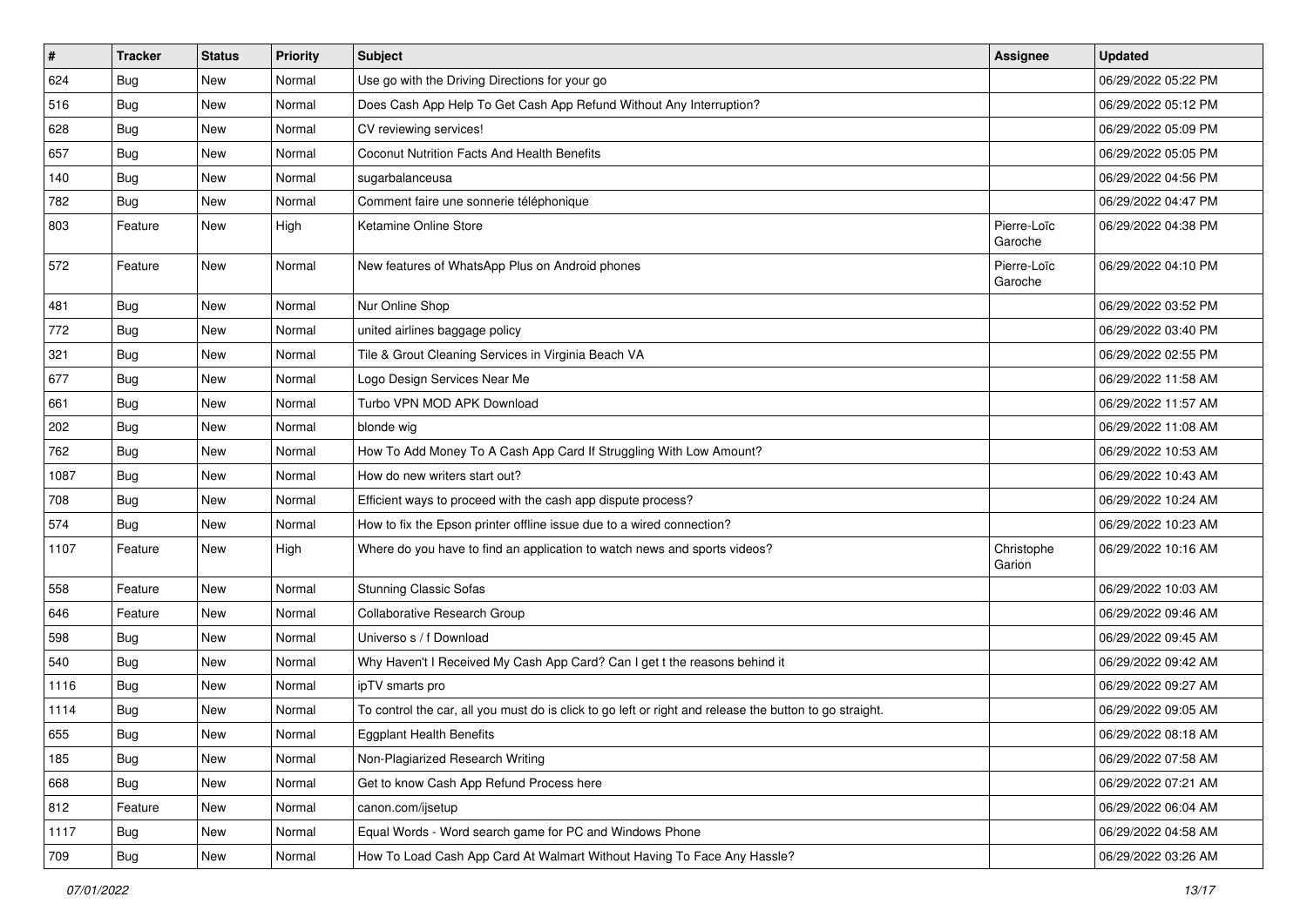| # | Tracker | Status | Priority | Subject | Assignee | Updated |
|---|---|---|---|---|---|---|
| 624 | Bug | New | Normal | Use go with the Driving Directions for your go | | 06/29/2022 05:22 PM |
| 516 | Bug | New | Normal | Does Cash App Help To Get Cash App Refund Without Any Interruption? | | 06/29/2022 05:12 PM |
| 628 | Bug | New | Normal | CV reviewing services! | | 06/29/2022 05:09 PM |
| 657 | Bug | New | Normal | Coconut Nutrition Facts And Health Benefits | | 06/29/2022 05:05 PM |
| 140 | Bug | New | Normal | sugarbalanceusa | | 06/29/2022 04:56 PM |
| 782 | Bug | New | Normal | Comment faire une sonnerie téléphonique | | 06/29/2022 04:47 PM |
| 803 | Feature | New | High | Ketamine Online Store | Pierre-Loïc Garoche | 06/29/2022 04:38 PM |
| 572 | Feature | New | Normal | New features of WhatsApp Plus on Android phones | Pierre-Loïc Garoche | 06/29/2022 04:10 PM |
| 481 | Bug | New | Normal | Nur Online Shop | | 06/29/2022 03:52 PM |
| 772 | Bug | New | Normal | united airlines baggage policy | | 06/29/2022 03:40 PM |
| 321 | Bug | New | Normal | Tile & Grout Cleaning Services in Virginia Beach VA | | 06/29/2022 02:55 PM |
| 677 | Bug | New | Normal | Logo Design Services Near Me | | 06/29/2022 11:58 AM |
| 661 | Bug | New | Normal | Turbo VPN MOD APK Download | | 06/29/2022 11:57 AM |
| 202 | Bug | New | Normal | blonde wig | | 06/29/2022 11:08 AM |
| 762 | Bug | New | Normal | How To Add Money To A Cash App Card If Struggling With Low Amount? | | 06/29/2022 10:53 AM |
| 1087 | Bug | New | Normal | How do new writers start out? | | 06/29/2022 10:43 AM |
| 708 | Bug | New | Normal | Efficient ways to proceed with the cash app dispute process? | | 06/29/2022 10:24 AM |
| 574 | Bug | New | Normal | How to fix the Epson printer offline issue due to a wired connection? | | 06/29/2022 10:23 AM |
| 1107 | Feature | New | High | Where do you have to find an application to watch news and sports videos? | Christophe Garion | 06/29/2022 10:16 AM |
| 558 | Feature | New | Normal | Stunning Classic Sofas | | 06/29/2022 10:03 AM |
| 646 | Feature | New | Normal | Collaborative Research Group | | 06/29/2022 09:46 AM |
| 598 | Bug | New | Normal | Universo s / f Download | | 06/29/2022 09:45 AM |
| 540 | Bug | New | Normal | Why Haven't I Received My Cash App Card? Can I get t the reasons behind it | | 06/29/2022 09:42 AM |
| 1116 | Bug | New | Normal | ipTV smarts pro | | 06/29/2022 09:27 AM |
| 1114 | Bug | New | Normal | To control the car, all you must do is click to go left or right and release the button to go straight. | | 06/29/2022 09:05 AM |
| 655 | Bug | New | Normal | Eggplant Health Benefits | | 06/29/2022 08:18 AM |
| 185 | Bug | New | Normal | Non-Plagiarized Research Writing | | 06/29/2022 07:58 AM |
| 668 | Bug | New | Normal | Get to know Cash App Refund Process here | | 06/29/2022 07:21 AM |
| 812 | Feature | New | Normal | canon.com/ijsetup | | 06/29/2022 06:04 AM |
| 1117 | Bug | New | Normal | Equal Words - Word search game for PC and Windows Phone | | 06/29/2022 04:58 AM |
| 709 | Bug | New | Normal | How To Load Cash App Card At Walmart Without Having To Face Any Hassle? | | 06/29/2022 03:26 AM |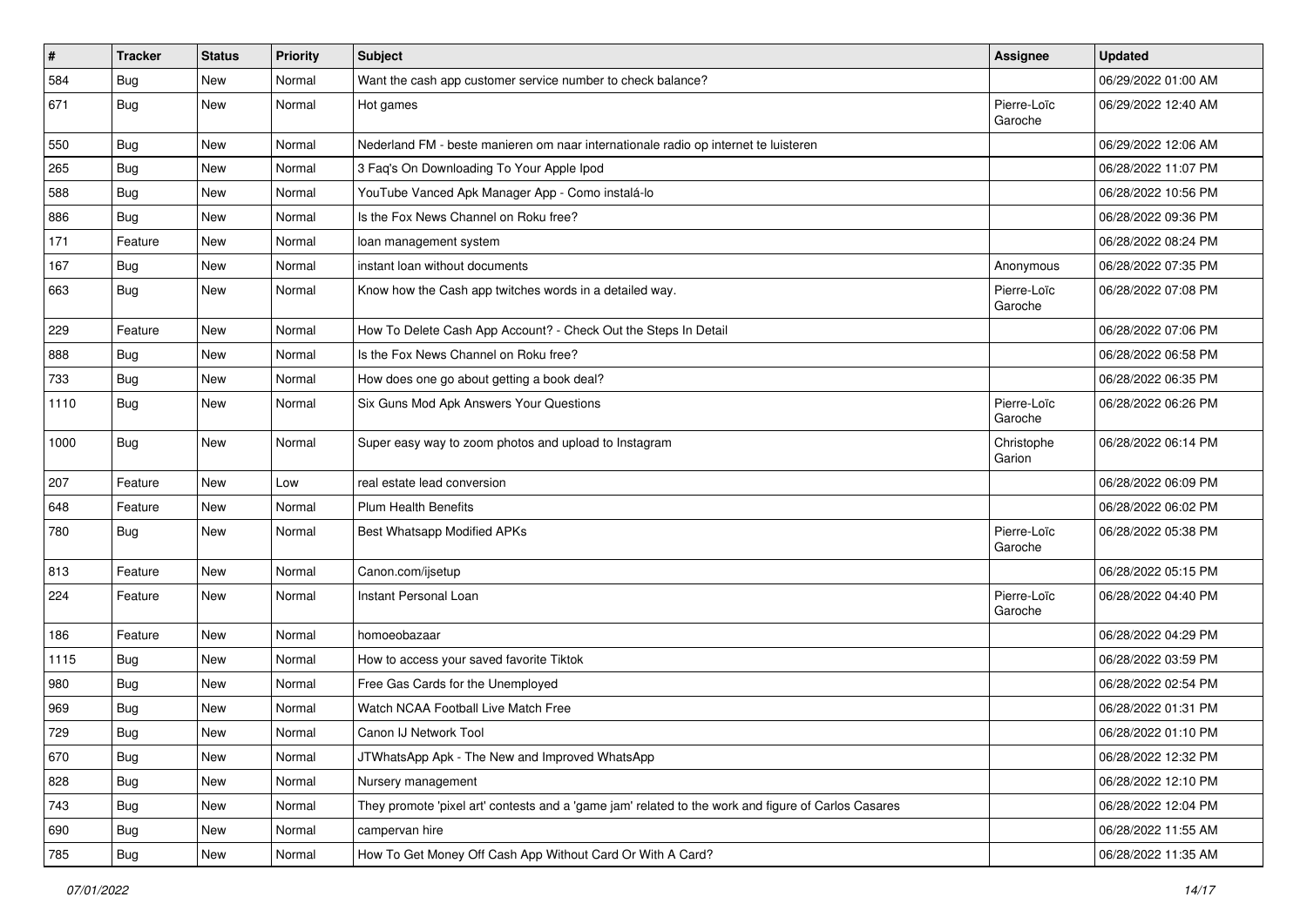| # | Tracker | Status | Priority | Subject | Assignee | Updated |
|---|---|---|---|---|---|---|
| 584 | Bug | New | Normal | Want the cash app customer service number to check balance? | | 06/29/2022 01:00 AM |
| 671 | Bug | New | Normal | Hot games | Pierre-Loïc Garoche | 06/29/2022 12:40 AM |
| 550 | Bug | New | Normal | Nederland FM - beste manieren om naar internationale radio op internet te luisteren | | 06/29/2022 12:06 AM |
| 265 | Bug | New | Normal | 3 Faq's On Downloading To Your Apple Ipod | | 06/28/2022 11:07 PM |
| 588 | Bug | New | Normal | YouTube Vanced Apk Manager App - Como instalá-lo | | 06/28/2022 10:56 PM |
| 886 | Bug | New | Normal | Is the Fox News Channel on Roku free? | | 06/28/2022 09:36 PM |
| 171 | Feature | New | Normal | loan management system | | 06/28/2022 08:24 PM |
| 167 | Bug | New | Normal | instant loan without documents | Anonymous | 06/28/2022 07:35 PM |
| 663 | Bug | New | Normal | Know how the Cash app twitches words in a detailed way. | Pierre-Loïc Garoche | 06/28/2022 07:08 PM |
| 229 | Feature | New | Normal | How To Delete Cash App Account? - Check Out the Steps In Detail | | 06/28/2022 07:06 PM |
| 888 | Bug | New | Normal | Is the Fox News Channel on Roku free? | | 06/28/2022 06:58 PM |
| 733 | Bug | New | Normal | How does one go about getting a book deal? | | 06/28/2022 06:35 PM |
| 1110 | Bug | New | Normal | Six Guns Mod Apk Answers Your Questions | Pierre-Loïc Garoche | 06/28/2022 06:26 PM |
| 1000 | Bug | New | Normal | Super easy way to zoom photos and upload to Instagram | Christophe Garion | 06/28/2022 06:14 PM |
| 207 | Feature | New | Low | real estate lead conversion | | 06/28/2022 06:09 PM |
| 648 | Feature | New | Normal | Plum Health Benefits | | 06/28/2022 06:02 PM |
| 780 | Bug | New | Normal | Best Whatsapp Modified APKs | Pierre-Loïc Garoche | 06/28/2022 05:38 PM |
| 813 | Feature | New | Normal | Canon.com/ijsetup | | 06/28/2022 05:15 PM |
| 224 | Feature | New | Normal | Instant Personal Loan | Pierre-Loïc Garoche | 06/28/2022 04:40 PM |
| 186 | Feature | New | Normal | homoeobazaar | | 06/28/2022 04:29 PM |
| 1115 | Bug | New | Normal | How to access your saved favorite Tiktok | | 06/28/2022 03:59 PM |
| 980 | Bug | New | Normal | Free Gas Cards for the Unemployed | | 06/28/2022 02:54 PM |
| 969 | Bug | New | Normal | Watch NCAA Football Live Match Free | | 06/28/2022 01:31 PM |
| 729 | Bug | New | Normal | Canon IJ Network Tool | | 06/28/2022 01:10 PM |
| 670 | Bug | New | Normal | JTWhatsApp Apk - The New and Improved WhatsApp | | 06/28/2022 12:32 PM |
| 828 | Bug | New | Normal | Nursery management | | 06/28/2022 12:10 PM |
| 743 | Bug | New | Normal | They promote 'pixel art' contests and a 'game jam' related to the work and figure of Carlos Casares | | 06/28/2022 12:04 PM |
| 690 | Bug | New | Normal | campervan hire | | 06/28/2022 11:55 AM |
| 785 | Bug | New | Normal | How To Get Money Off Cash App Without Card Or With A Card? | | 06/28/2022 11:35 AM |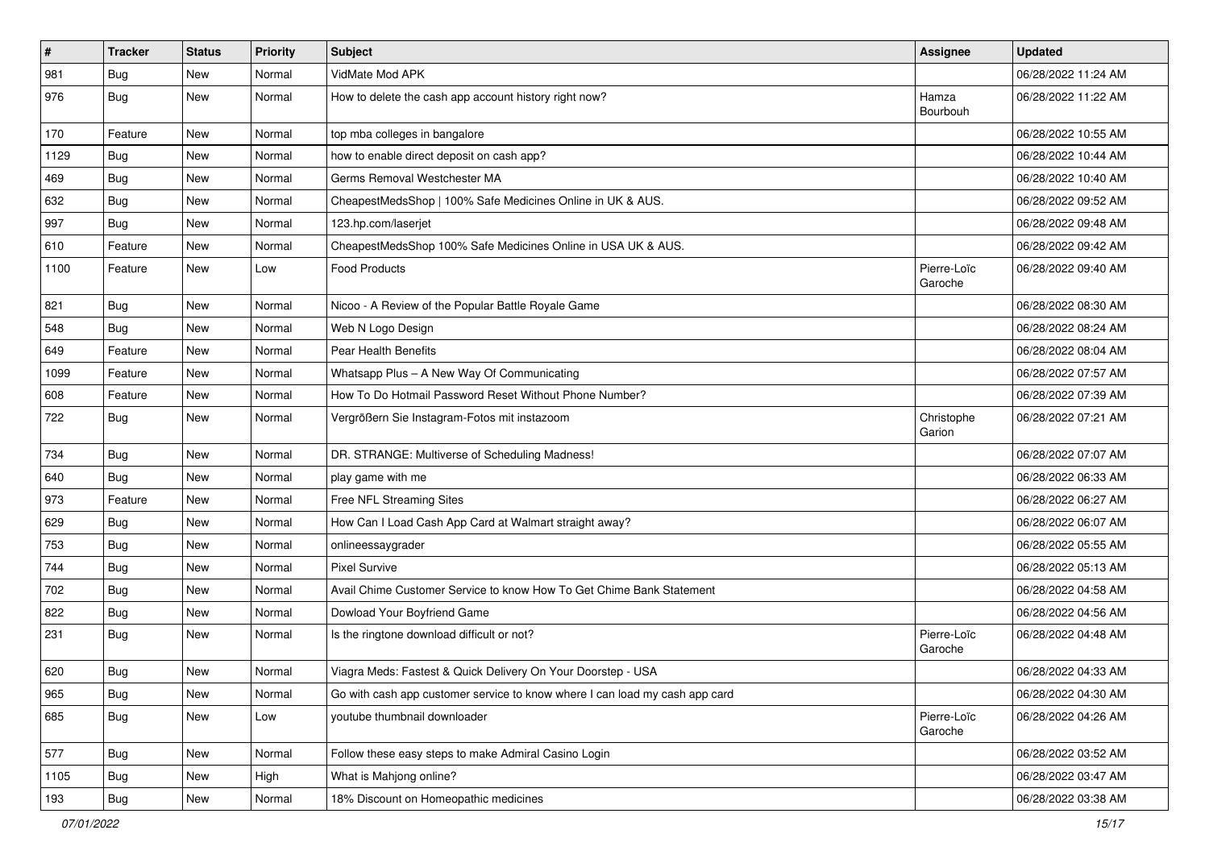| # | Tracker | Status | Priority | Subject | Assignee | Updated |
|---|---|---|---|---|---|---|
| 981 | Bug | New | Normal | VidMate Mod APK | | 06/28/2022 11:24 AM |
| 976 | Bug | New | Normal | How to delete the cash app account history right now? | Hamza Bourbouh | 06/28/2022 11:22 AM |
| 170 | Feature | New | Normal | top mba colleges in bangalore | | 06/28/2022 10:55 AM |
| 1129 | Bug | New | Normal | how to enable direct deposit on cash app? | | 06/28/2022 10:44 AM |
| 469 | Bug | New | Normal | Germs Removal Westchester MA | | 06/28/2022 10:40 AM |
| 632 | Bug | New | Normal | CheapestMedsShop \| 100% Safe Medicines Online in UK & AUS. | | 06/28/2022 09:52 AM |
| 997 | Bug | New | Normal | 123.hp.com/laserjet | | 06/28/2022 09:48 AM |
| 610 | Feature | New | Normal | CheapestMedsShop 100% Safe Medicines Online in USA UK & AUS. | | 06/28/2022 09:42 AM |
| 1100 | Feature | New | Low | Food Products | Pierre-Loïc Garoche | 06/28/2022 09:40 AM |
| 821 | Bug | New | Normal | Nicoo - A Review of the Popular Battle Royale Game | | 06/28/2022 08:30 AM |
| 548 | Bug | New | Normal | Web N Logo Design | | 06/28/2022 08:24 AM |
| 649 | Feature | New | Normal | Pear Health Benefits | | 06/28/2022 08:04 AM |
| 1099 | Feature | New | Normal | Whatsapp Plus – A New Way Of Communicating | | 06/28/2022 07:57 AM |
| 608 | Feature | New | Normal | How To Do Hotmail Password Reset Without Phone Number? | | 06/28/2022 07:39 AM |
| 722 | Bug | New | Normal | Vergrößern Sie Instagram-Fotos mit instazoom | Christophe Garion | 06/28/2022 07:21 AM |
| 734 | Bug | New | Normal | DR. STRANGE: Multiverse of Scheduling Madness! | | 06/28/2022 07:07 AM |
| 640 | Bug | New | Normal | play game with me | | 06/28/2022 06:33 AM |
| 973 | Feature | New | Normal | Free NFL Streaming Sites | | 06/28/2022 06:27 AM |
| 629 | Bug | New | Normal | How Can I Load Cash App Card at Walmart straight away? | | 06/28/2022 06:07 AM |
| 753 | Bug | New | Normal | onlineessaygrader | | 06/28/2022 05:55 AM |
| 744 | Bug | New | Normal | Pixel Survive | | 06/28/2022 05:13 AM |
| 702 | Bug | New | Normal | Avail Chime Customer Service to know How To Get Chime Bank Statement | | 06/28/2022 04:58 AM |
| 822 | Bug | New | Normal | Dowload Your Boyfriend Game | | 06/28/2022 04:56 AM |
| 231 | Bug | New | Normal | Is the ringtone download difficult or not? | Pierre-Loïc Garoche | 06/28/2022 04:48 AM |
| 620 | Bug | New | Normal | Viagra Meds: Fastest & Quick Delivery On Your Doorstep - USA | | 06/28/2022 04:33 AM |
| 965 | Bug | New | Normal | Go with cash app customer service to know where I can load my cash app card | | 06/28/2022 04:30 AM |
| 685 | Bug | New | Low | youtube thumbnail downloader | Pierre-Loïc Garoche | 06/28/2022 04:26 AM |
| 577 | Bug | New | Normal | Follow these easy steps to make Admiral Casino Login | | 06/28/2022 03:52 AM |
| 1105 | Bug | New | High | What is Mahjong online? | | 06/28/2022 03:47 AM |
| 193 | Bug | New | Normal | 18% Discount on Homeopathic medicines | | 06/28/2022 03:38 AM |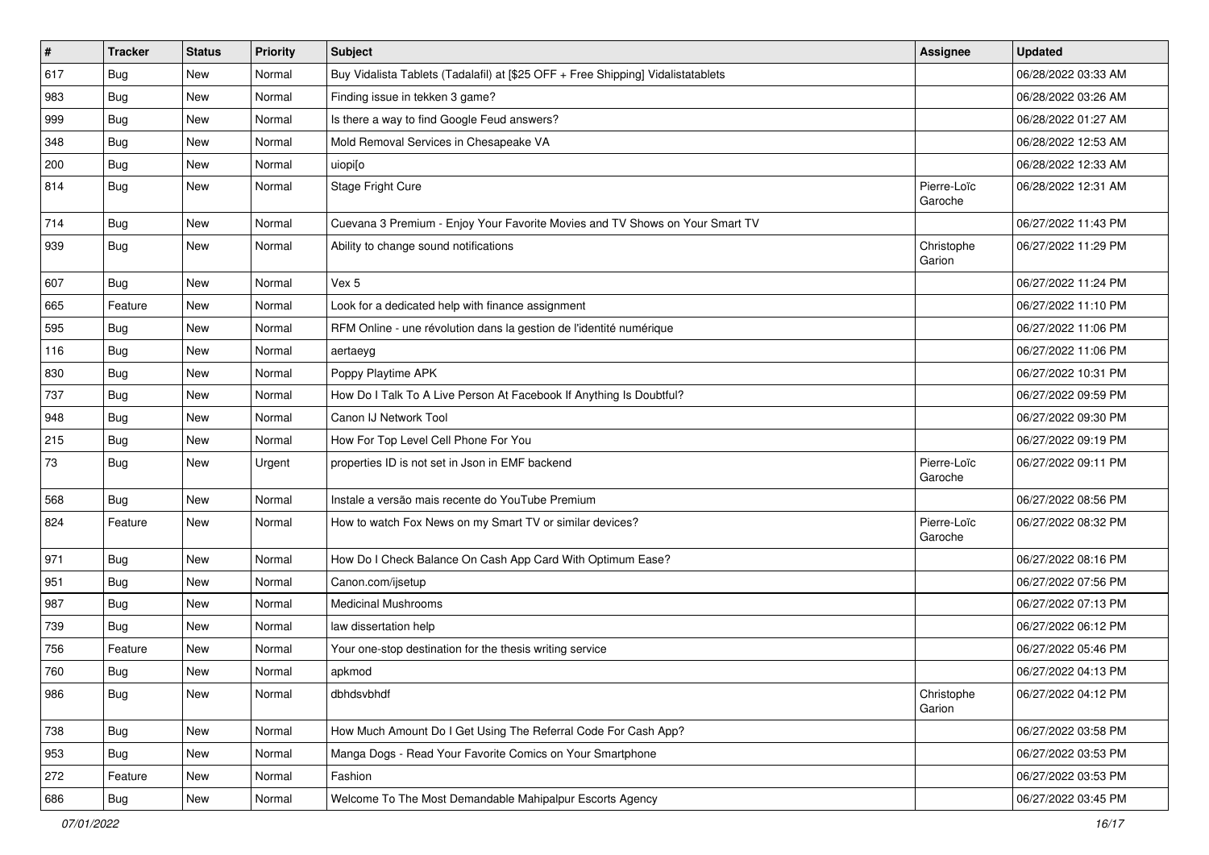| # | Tracker | Status | Priority | Subject | Assignee | Updated |
|---|---|---|---|---|---|---|
| 617 | Bug | New | Normal | Buy Vidalista Tablets (Tadalafil) at [$25 OFF + Free Shipping] Vidalistatablets | | 06/28/2022 03:33 AM |
| 983 | Bug | New | Normal | Finding issue in tekken 3 game? | | 06/28/2022 03:26 AM |
| 999 | Bug | New | Normal | Is there a way to find Google Feud answers? | | 06/28/2022 01:27 AM |
| 348 | Bug | New | Normal | Mold Removal Services in Chesapeake VA | | 06/28/2022 12:53 AM |
| 200 | Bug | New | Normal | uiopi[o | | 06/28/2022 12:33 AM |
| 814 | Bug | New | Normal | Stage Fright Cure | Pierre-Loïc Garoche | 06/28/2022 12:31 AM |
| 714 | Bug | New | Normal | Cuevana 3 Premium - Enjoy Your Favorite Movies and TV Shows on Your Smart TV | | 06/27/2022 11:43 PM |
| 939 | Bug | New | Normal | Ability to change sound notifications | Christophe Garion | 06/27/2022 11:29 PM |
| 607 | Bug | New | Normal | Vex 5 | | 06/27/2022 11:24 PM |
| 665 | Feature | New | Normal | Look for a dedicated help with finance assignment | | 06/27/2022 11:10 PM |
| 595 | Bug | New | Normal | RFM Online - une révolution dans la gestion de l'identité numérique | | 06/27/2022 11:06 PM |
| 116 | Bug | New | Normal | aertaeyg | | 06/27/2022 11:06 PM |
| 830 | Bug | New | Normal | Poppy Playtime APK | | 06/27/2022 10:31 PM |
| 737 | Bug | New | Normal | How Do I Talk To A Live Person At Facebook If Anything Is Doubtful? | | 06/27/2022 09:59 PM |
| 948 | Bug | New | Normal | Canon IJ Network Tool | | 06/27/2022 09:30 PM |
| 215 | Bug | New | Normal | How For Top Level Cell Phone For You | | 06/27/2022 09:19 PM |
| 73 | Bug | New | Urgent | properties ID is not set in Json in EMF backend | Pierre-Loïc Garoche | 06/27/2022 09:11 PM |
| 568 | Bug | New | Normal | Instale a versão mais recente do YouTube Premium | | 06/27/2022 08:56 PM |
| 824 | Feature | New | Normal | How to watch Fox News on my Smart TV or similar devices? | Pierre-Loïc Garoche | 06/27/2022 08:32 PM |
| 971 | Bug | New | Normal | How Do I Check Balance On Cash App Card With Optimum Ease? | | 06/27/2022 08:16 PM |
| 951 | Bug | New | Normal | Canon.com/ijsetup | | 06/27/2022 07:56 PM |
| 987 | Bug | New | Normal | Medicinal Mushrooms | | 06/27/2022 07:13 PM |
| 739 | Bug | New | Normal | law dissertation help | | 06/27/2022 06:12 PM |
| 756 | Feature | New | Normal | Your one-stop destination for the thesis writing service | | 06/27/2022 05:46 PM |
| 760 | Bug | New | Normal | apkmod | | 06/27/2022 04:13 PM |
| 986 | Bug | New | Normal | dbhdsvbhdf | Christophe Garion | 06/27/2022 04:12 PM |
| 738 | Bug | New | Normal | How Much Amount Do I Get Using The Referral Code For Cash App? | | 06/27/2022 03:58 PM |
| 953 | Bug | New | Normal | Manga Dogs - Read Your Favorite Comics on Your Smartphone | | 06/27/2022 03:53 PM |
| 272 | Feature | New | Normal | Fashion | | 06/27/2022 03:53 PM |
| 686 | Bug | New | Normal | Welcome To The Most Demandable Mahipalpur Escorts Agency | | 06/27/2022 03:45 PM |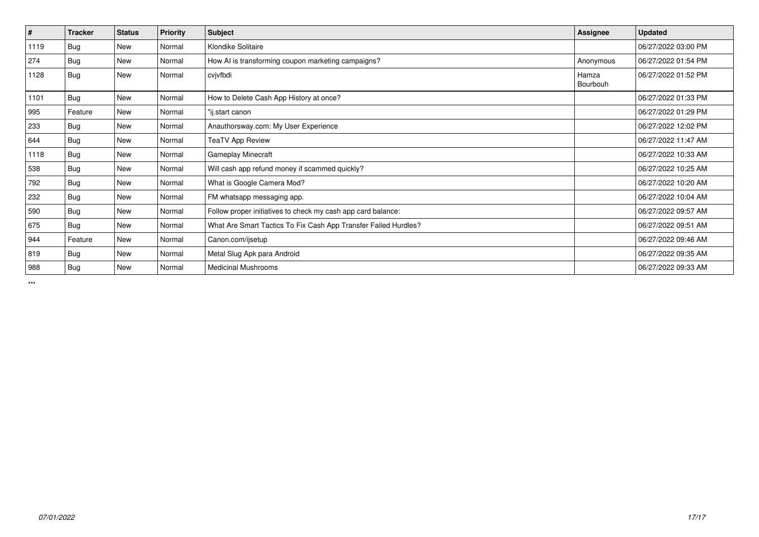| # | Tracker | Status | Priority | Subject | Assignee | Updated |
| --- | --- | --- | --- | --- | --- | --- |
| 1119 | Bug | New | Normal | Klondike Solitaire | | 06/27/2022 03:00 PM |
| 274 | Bug | New | Normal | How AI is transforming coupon marketing campaigns? | Anonymous | 06/27/2022 01:54 PM |
| 1128 | Bug | New | Normal | cvjvfbdi | Hamza Bourbouh | 06/27/2022 01:52 PM |
| 1101 | Bug | New | Normal | How to Delete Cash App History at once? | | 06/27/2022 01:33 PM |
| 995 | Feature | New | Normal | "ij.start canon | | 06/27/2022 01:29 PM |
| 233 | Bug | New | Normal | Anauthorsway.com: My User Experience | | 06/27/2022 12:02 PM |
| 644 | Bug | New | Normal | TeaTV App Review | | 06/27/2022 11:47 AM |
| 1118 | Bug | New | Normal | Gameplay Minecraft | | 06/27/2022 10:33 AM |
| 538 | Bug | New | Normal | Will cash app refund money if scammed quickly? | | 06/27/2022 10:25 AM |
| 792 | Bug | New | Normal | What is Google Camera Mod? | | 06/27/2022 10:20 AM |
| 232 | Bug | New | Normal | FM whatsapp messaging app. | | 06/27/2022 10:04 AM |
| 590 | Bug | New | Normal | Follow proper initiatives to check my cash app card balance: | | 06/27/2022 09:57 AM |
| 675 | Bug | New | Normal | What Are Smart Tactics To Fix Cash App Transfer Failed Hurdles? | | 06/27/2022 09:51 AM |
| 944 | Feature | New | Normal | Canon.com/ijsetup | | 06/27/2022 09:46 AM |
| 819 | Bug | New | Normal | Metal Slug Apk para Android | | 06/27/2022 09:35 AM |
| 988 | Bug | New | Normal | Medicinal Mushrooms | | 06/27/2022 09:33 AM |

...